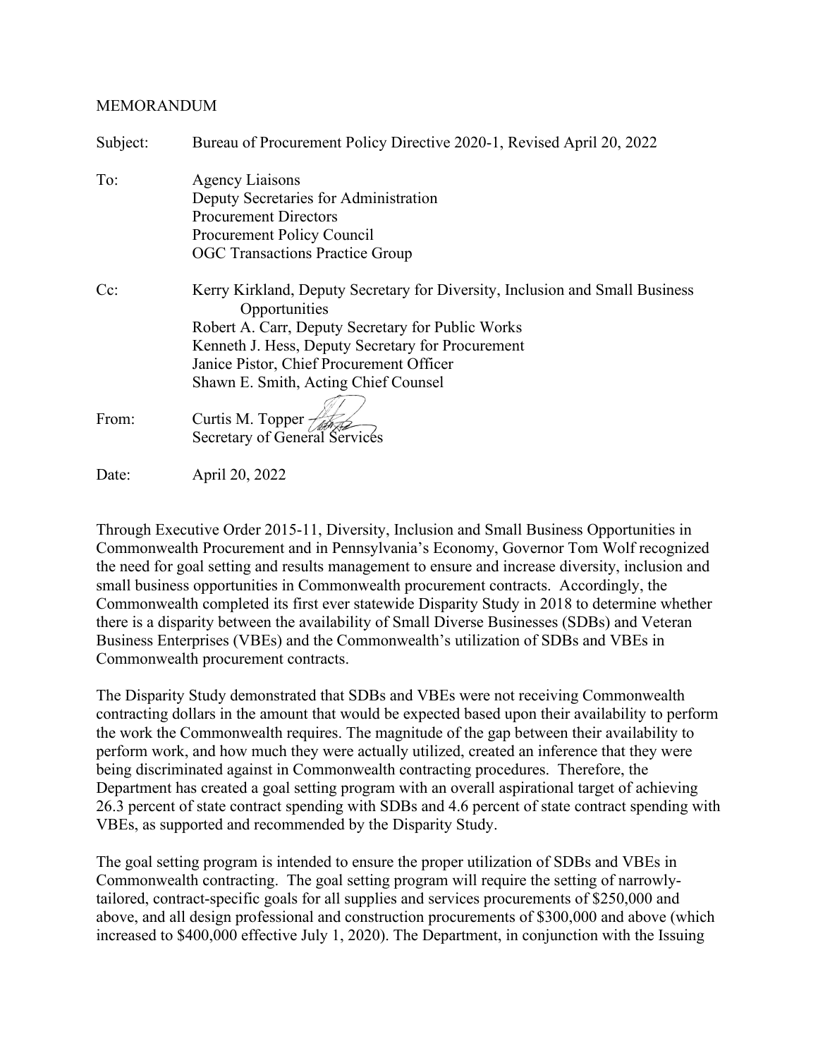MEMORANDUM

Subject: Bureau of Procurement Policy Directive 2020-1, Revised April 20, 2022

To: Agency Liaisons
Deputy Secretaries for Administration
Procurement Directors
Procurement Policy Council
OGC Transactions Practice Group

Cc: Kerry Kirkland, Deputy Secretary for Diversity, Inclusion and Small Business Opportunities
Robert A. Carr, Deputy Secretary for Public Works
Kenneth J. Hess, Deputy Secretary for Procurement
Janice Pistor, Chief Procurement Officer
Shawn E. Smith, Acting Chief Counsel

From: Curtis M. Topper
Secretary of General Services

Date: April 20, 2022

Through Executive Order 2015-11, Diversity, Inclusion and Small Business Opportunities in Commonwealth Procurement and in Pennsylvania's Economy, Governor Tom Wolf recognized the need for goal setting and results management to ensure and increase diversity, inclusion and small business opportunities in Commonwealth procurement contracts. Accordingly, the Commonwealth completed its first ever statewide Disparity Study in 2018 to determine whether there is a disparity between the availability of Small Diverse Businesses (SDBs) and Veteran Business Enterprises (VBEs) and the Commonwealth's utilization of SDBs and VBEs in Commonwealth procurement contracts.

The Disparity Study demonstrated that SDBs and VBEs were not receiving Commonwealth contracting dollars in the amount that would be expected based upon their availability to perform the work the Commonwealth requires. The magnitude of the gap between their availability to perform work, and how much they were actually utilized, created an inference that they were being discriminated against in Commonwealth contracting procedures. Therefore, the Department has created a goal setting program with an overall aspirational target of achieving 26.3 percent of state contract spending with SDBs and 4.6 percent of state contract spending with VBEs, as supported and recommended by the Disparity Study.

The goal setting program is intended to ensure the proper utilization of SDBs and VBEs in Commonwealth contracting. The goal setting program will require the setting of narrowly-tailored, contract-specific goals for all supplies and services procurements of $250,000 and above, and all design professional and construction procurements of $300,000 and above (which increased to $400,000 effective July 1, 2020). The Department, in conjunction with the Issuing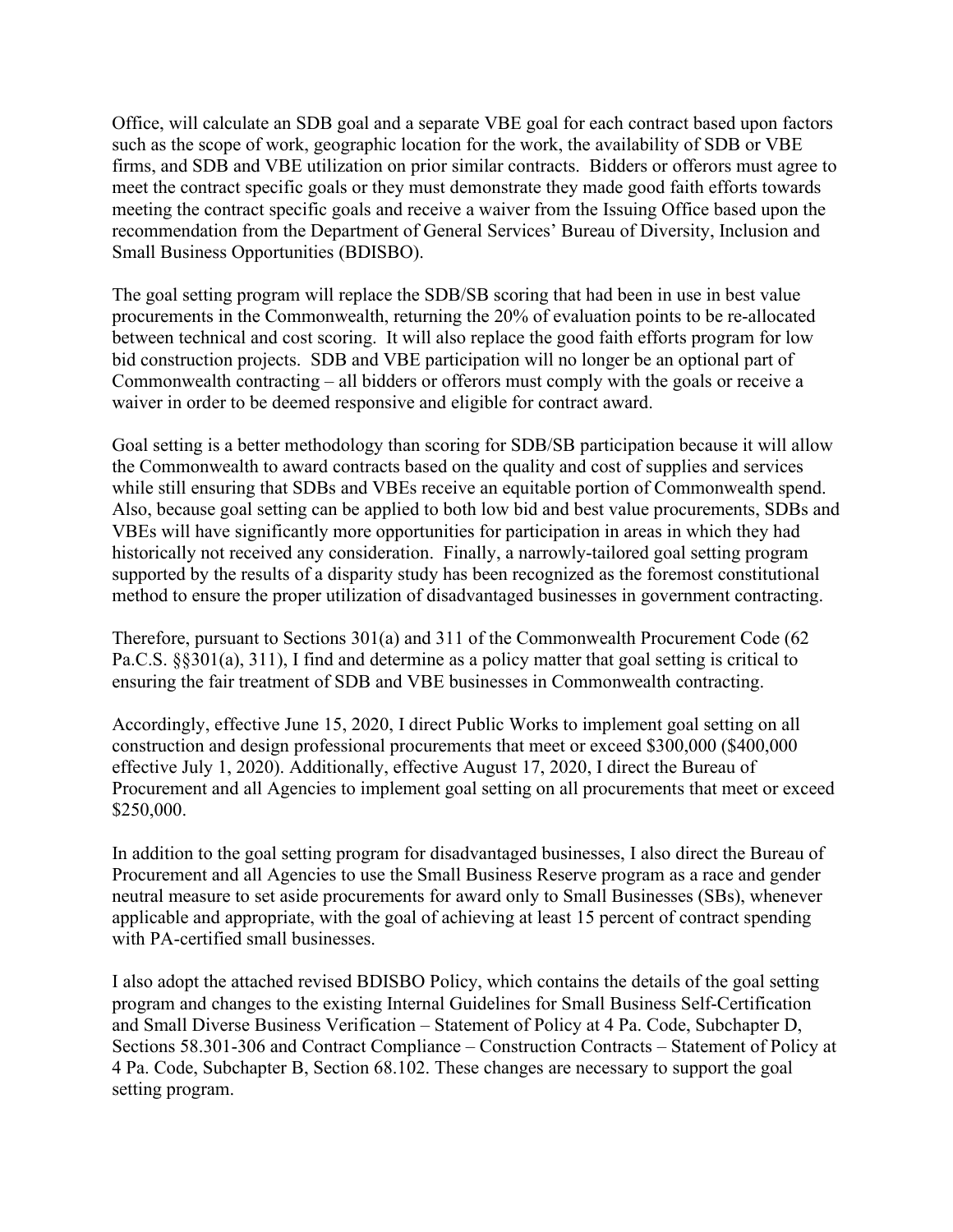Office, will calculate an SDB goal and a separate VBE goal for each contract based upon factors such as the scope of work, geographic location for the work, the availability of SDB or VBE firms, and SDB and VBE utilization on prior similar contracts. Bidders or offerors must agree to meet the contract specific goals or they must demonstrate they made good faith efforts towards meeting the contract specific goals and receive a waiver from the Issuing Office based upon the recommendation from the Department of General Services' Bureau of Diversity, Inclusion and Small Business Opportunities (BDISBO).

The goal setting program will replace the SDB/SB scoring that had been in use in best value procurements in the Commonwealth, returning the 20% of evaluation points to be re-allocated between technical and cost scoring. It will also replace the good faith efforts program for low bid construction projects. SDB and VBE participation will no longer be an optional part of Commonwealth contracting – all bidders or offerors must comply with the goals or receive a waiver in order to be deemed responsive and eligible for contract award.

Goal setting is a better methodology than scoring for SDB/SB participation because it will allow the Commonwealth to award contracts based on the quality and cost of supplies and services while still ensuring that SDBs and VBEs receive an equitable portion of Commonwealth spend. Also, because goal setting can be applied to both low bid and best value procurements, SDBs and VBEs will have significantly more opportunities for participation in areas in which they had historically not received any consideration. Finally, a narrowly-tailored goal setting program supported by the results of a disparity study has been recognized as the foremost constitutional method to ensure the proper utilization of disadvantaged businesses in government contracting.

Therefore, pursuant to Sections 301(a) and 311 of the Commonwealth Procurement Code (62 Pa.C.S. §§301(a), 311), I find and determine as a policy matter that goal setting is critical to ensuring the fair treatment of SDB and VBE businesses in Commonwealth contracting.

Accordingly, effective June 15, 2020, I direct Public Works to implement goal setting on all construction and design professional procurements that meet or exceed $300,000 ($400,000 effective July 1, 2020). Additionally, effective August 17, 2020, I direct the Bureau of Procurement and all Agencies to implement goal setting on all procurements that meet or exceed $250,000.

In addition to the goal setting program for disadvantaged businesses, I also direct the Bureau of Procurement and all Agencies to use the Small Business Reserve program as a race and gender neutral measure to set aside procurements for award only to Small Businesses (SBs), whenever applicable and appropriate, with the goal of achieving at least 15 percent of contract spending with PA-certified small businesses.

I also adopt the attached revised BDISBO Policy, which contains the details of the goal setting program and changes to the existing Internal Guidelines for Small Business Self-Certification and Small Diverse Business Verification – Statement of Policy at 4 Pa. Code, Subchapter D, Sections 58.301-306 and Contract Compliance – Construction Contracts – Statement of Policy at 4 Pa. Code, Subchapter B, Section 68.102. These changes are necessary to support the goal setting program.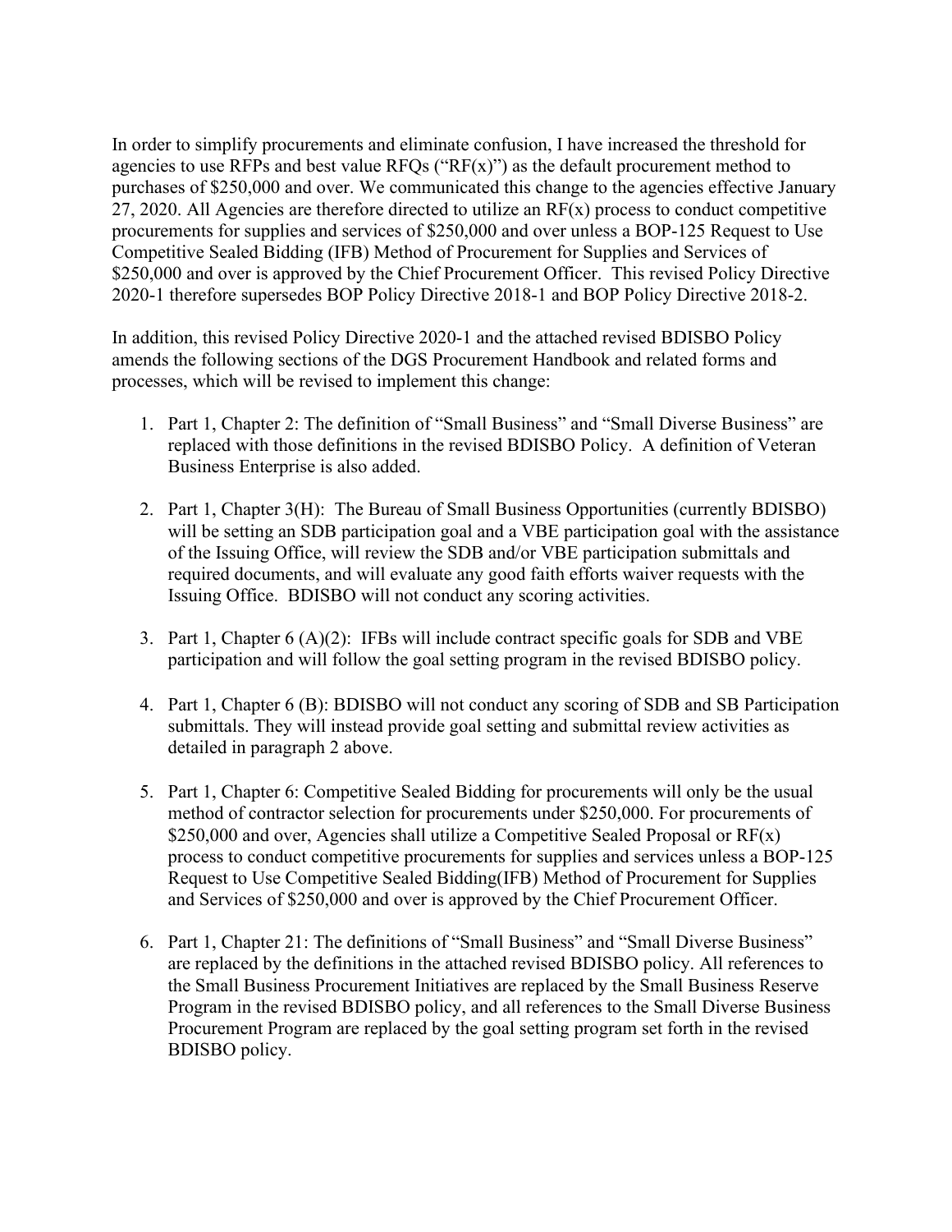In order to simplify procurements and eliminate confusion, I have increased the threshold for agencies to use RFPs and best value RFQs ("RF(x)") as the default procurement method to purchases of $250,000 and over. We communicated this change to the agencies effective January 27, 2020. All Agencies are therefore directed to utilize an RF(x) process to conduct competitive procurements for supplies and services of $250,000 and over unless a BOP-125 Request to Use Competitive Sealed Bidding (IFB) Method of Procurement for Supplies and Services of $250,000 and over is approved by the Chief Procurement Officer. This revised Policy Directive 2020-1 therefore supersedes BOP Policy Directive 2018-1 and BOP Policy Directive 2018-2.

In addition, this revised Policy Directive 2020-1 and the attached revised BDISBO Policy amends the following sections of the DGS Procurement Handbook and related forms and processes, which will be revised to implement this change:

1. Part 1, Chapter 2: The definition of "Small Business" and "Small Diverse Business" are replaced with those definitions in the revised BDISBO Policy. A definition of Veteran Business Enterprise is also added.

2. Part 1, Chapter 3(H): The Bureau of Small Business Opportunities (currently BDISBO) will be setting an SDB participation goal and a VBE participation goal with the assistance of the Issuing Office, will review the SDB and/or VBE participation submittals and required documents, and will evaluate any good faith efforts waiver requests with the Issuing Office. BDISBO will not conduct any scoring activities.

3. Part 1, Chapter 6 (A)(2): IFBs will include contract specific goals for SDB and VBE participation and will follow the goal setting program in the revised BDISBO policy.

4. Part 1, Chapter 6 (B): BDISBO will not conduct any scoring of SDB and SB Participation submittals. They will instead provide goal setting and submittal review activities as detailed in paragraph 2 above.

5. Part 1, Chapter 6: Competitive Sealed Bidding for procurements will only be the usual method of contractor selection for procurements under $250,000. For procurements of $250,000 and over, Agencies shall utilize a Competitive Sealed Proposal or RF(x) process to conduct competitive procurements for supplies and services unless a BOP-125 Request to Use Competitive Sealed Bidding(IFB) Method of Procurement for Supplies and Services of $250,000 and over is approved by the Chief Procurement Officer.

6. Part 1, Chapter 21: The definitions of "Small Business" and "Small Diverse Business" are replaced by the definitions in the attached revised BDISBO policy. All references to the Small Business Procurement Initiatives are replaced by the Small Business Reserve Program in the revised BDISBO policy, and all references to the Small Diverse Business Procurement Program are replaced by the goal setting program set forth in the revised BDISBO policy.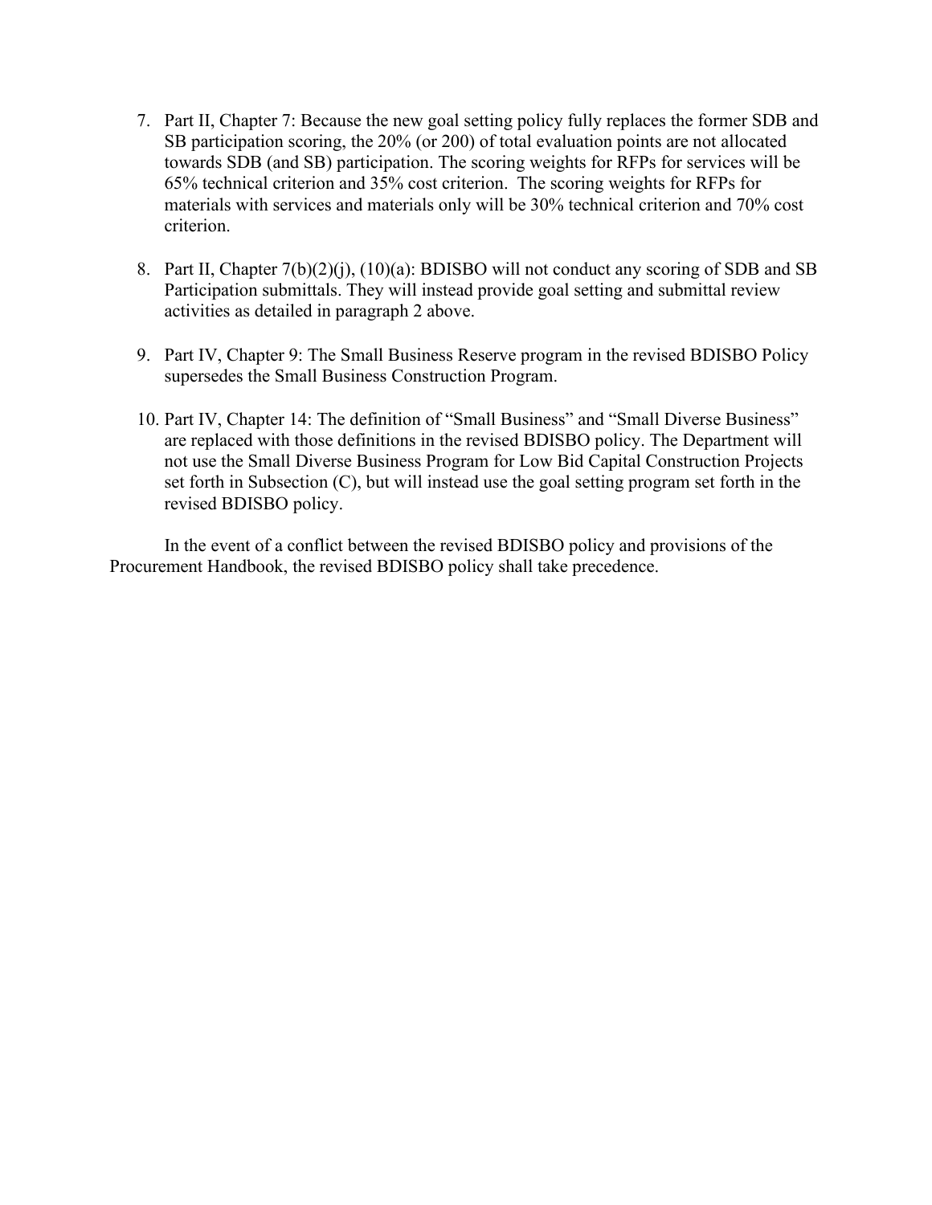7. Part II, Chapter 7: Because the new goal setting policy fully replaces the former SDB and SB participation scoring, the 20% (or 200) of total evaluation points are not allocated towards SDB (and SB) participation. The scoring weights for RFPs for services will be 65% technical criterion and 35% cost criterion. The scoring weights for RFPs for materials with services and materials only will be 30% technical criterion and 70% cost criterion.

8. Part II, Chapter 7(b)(2)(j), (10)(a): BDISBO will not conduct any scoring of SDB and SB Participation submittals. They will instead provide goal setting and submittal review activities as detailed in paragraph 2 above.

9. Part IV, Chapter 9: The Small Business Reserve program in the revised BDISBO Policy supersedes the Small Business Construction Program.

10. Part IV, Chapter 14: The definition of "Small Business" and "Small Diverse Business" are replaced with those definitions in the revised BDISBO policy. The Department will not use the Small Diverse Business Program for Low Bid Capital Construction Projects set forth in Subsection (C), but will instead use the goal setting program set forth in the revised BDISBO policy.

In the event of a conflict between the revised BDISBO policy and provisions of the Procurement Handbook, the revised BDISBO policy shall take precedence.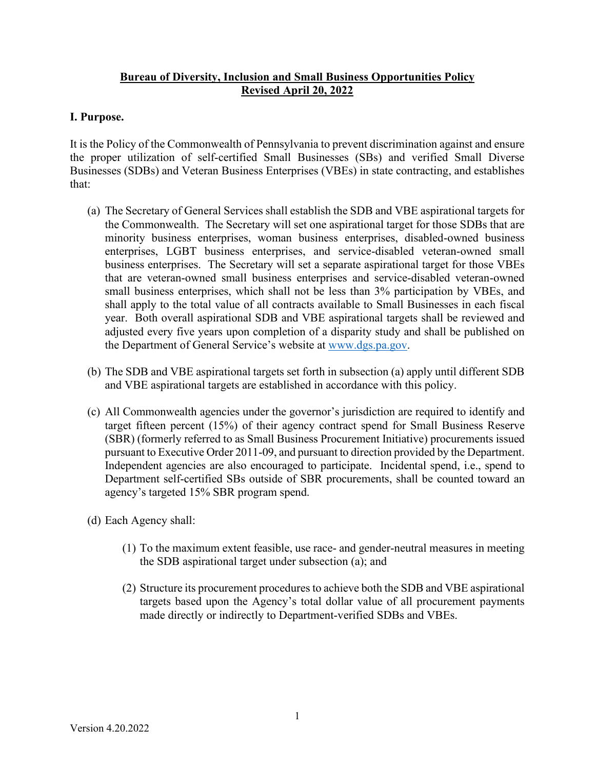**Bureau of Diversity, Inclusion and Small Business Opportunities Policy**
**Revised April 20, 2022**

## I. Purpose.

It is the Policy of the Commonwealth of Pennsylvania to prevent discrimination against and ensure the proper utilization of self-certified Small Businesses (SBs) and verified Small Diverse Businesses (SDBs) and Veteran Business Enterprises (VBEs) in state contracting, and establishes that:

(a) The Secretary of General Services shall establish the SDB and VBE aspirational targets for the Commonwealth. The Secretary will set one aspirational target for those SDBs that are minority business enterprises, woman business enterprises, disabled-owned business enterprises, LGBT business enterprises, and service-disabled veteran-owned small business enterprises. The Secretary will set a separate aspirational target for those VBEs that are veteran-owned small business enterprises and service-disabled veteran-owned small business enterprises, which shall not be less than 3% participation by VBEs, and shall apply to the total value of all contracts available to Small Businesses in each fiscal year. Both overall aspirational SDB and VBE aspirational targets shall be reviewed and adjusted every five years upon completion of a disparity study and shall be published on the Department of General Service's website at [www.dgs.pa.gov](http://www.dgs.pa.gov).

(b) The SDB and VBE aspirational targets set forth in subsection (a) apply until different SDB and VBE aspirational targets are established in accordance with this policy.

(c) All Commonwealth agencies under the governor's jurisdiction are required to identify and target fifteen percent (15%) of their agency contract spend for Small Business Reserve (SBR) (formerly referred to as Small Business Procurement Initiative) procurements issued pursuant to Executive Order 2011-09, and pursuant to direction provided by the Department. Independent agencies are also encouraged to participate. Incidental spend, i.e., spend to Department self-certified SBs outside of SBR procurements, shall be counted toward an agency's targeted 15% SBR program spend.

(d) Each Agency shall:

  (1) To the maximum extent feasible, use race- and gender-neutral measures in meeting the SDB aspirational target under subsection (a); and

  (2) Structure its procurement procedures to achieve both the SDB and VBE aspirational targets based upon the Agency's total dollar value of all procurement payments made directly or indirectly to Department-verified SDBs and VBEs.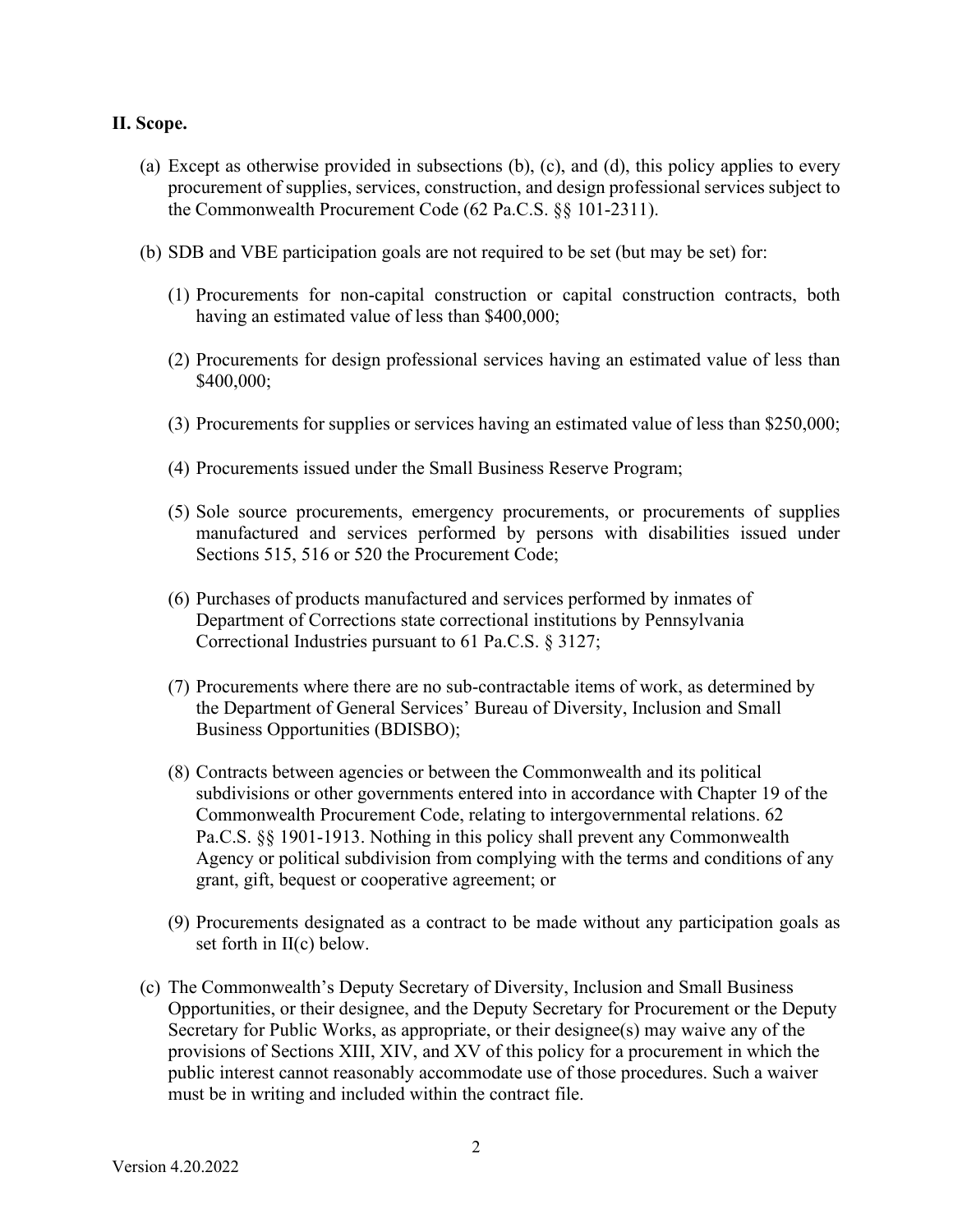## II. Scope.

(a) Except as otherwise provided in subsections (b), (c), and (d), this policy applies to every procurement of supplies, services, construction, and design professional services subject to the Commonwealth Procurement Code (62 Pa.C.S. §§ 101-2311).

(b) SDB and VBE participation goals are not required to be set (but may be set) for:

(1) Procurements for non-capital construction or capital construction contracts, both having an estimated value of less than $400,000;

(2) Procurements for design professional services having an estimated value of less than $400,000;

(3) Procurements for supplies or services having an estimated value of less than $250,000;

(4) Procurements issued under the Small Business Reserve Program;

(5) Sole source procurements, emergency procurements, or procurements of supplies manufactured and services performed by persons with disabilities issued under Sections 515, 516 or 520 the Procurement Code;

(6) Purchases of products manufactured and services performed by inmates of Department of Corrections state correctional institutions by Pennsylvania Correctional Industries pursuant to 61 Pa.C.S. § 3127;

(7) Procurements where there are no sub-contractable items of work, as determined by the Department of General Services' Bureau of Diversity, Inclusion and Small Business Opportunities (BDISBO);

(8) Contracts between agencies or between the Commonwealth and its political subdivisions or other governments entered into in accordance with Chapter 19 of the Commonwealth Procurement Code, relating to intergovernmental relations. 62 Pa.C.S. §§ 1901-1913. Nothing in this policy shall prevent any Commonwealth Agency or political subdivision from complying with the terms and conditions of any grant, gift, bequest or cooperative agreement; or

(9) Procurements designated as a contract to be made without any participation goals as set forth in II(c) below.

(c) The Commonwealth's Deputy Secretary of Diversity, Inclusion and Small Business Opportunities, or their designee, and the Deputy Secretary for Procurement or the Deputy Secretary for Public Works, as appropriate, or their designee(s) may waive any of the provisions of Sections XIII, XIV, and XV of this policy for a procurement in which the public interest cannot reasonably accommodate use of those procedures. Such a waiver must be in writing and included within the contract file.

Version 4.20.2022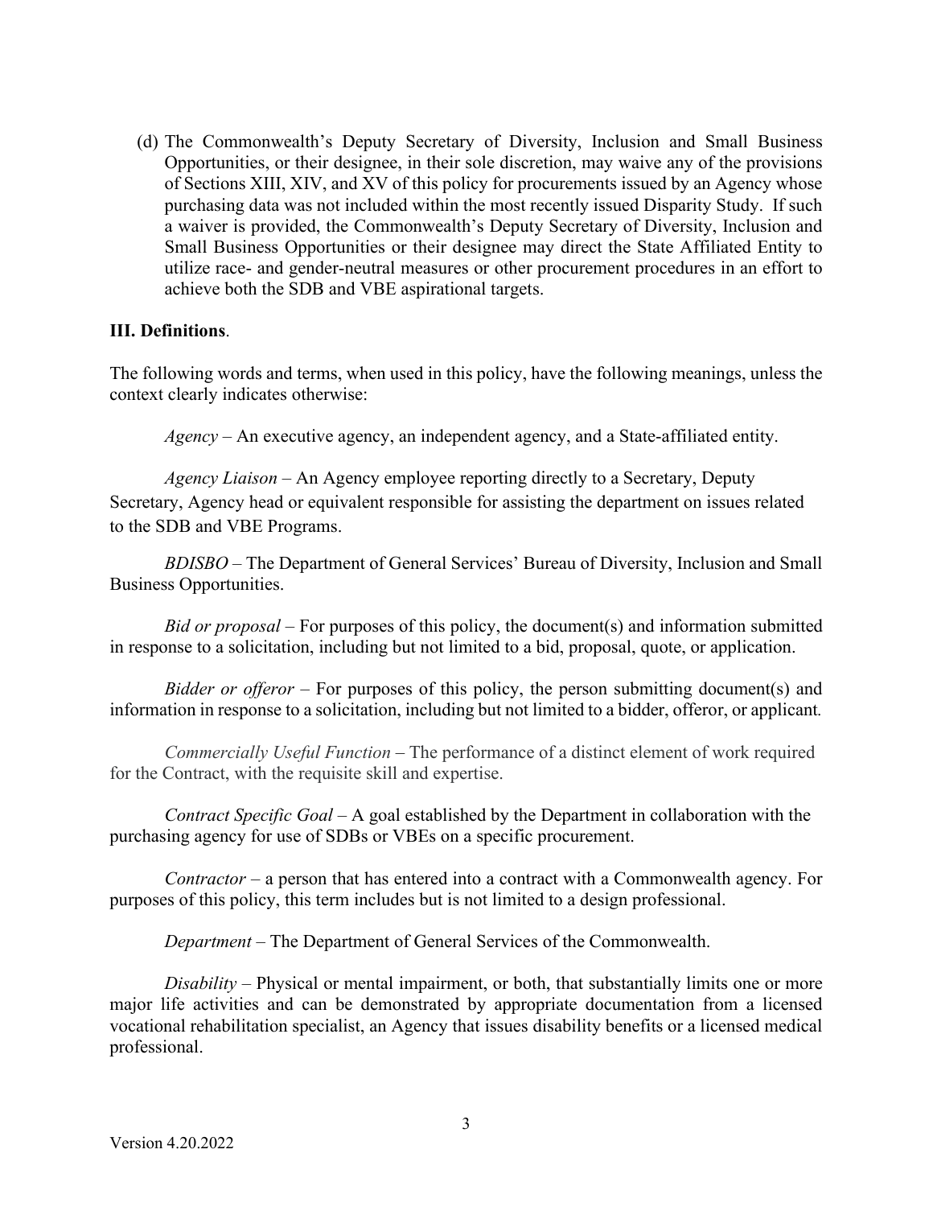(d) The Commonwealth's Deputy Secretary of Diversity, Inclusion and Small Business Opportunities, or their designee, in their sole discretion, may waive any of the provisions of Sections XIII, XIV, and XV of this policy for procurements issued by an Agency whose purchasing data was not included within the most recently issued Disparity Study. If such a waiver is provided, the Commonwealth's Deputy Secretary of Diversity, Inclusion and Small Business Opportunities or their designee may direct the State Affiliated Entity to utilize race- and gender-neutral measures or other procurement procedures in an effort to achieve both the SDB and VBE aspirational targets.

**III. Definitions**.

The following words and terms, when used in this policy, have the following meanings, unless the context clearly indicates otherwise:

*Agency* – An executive agency, an independent agency, and a State-affiliated entity.

*Agency Liaison* – An Agency employee reporting directly to a Secretary, Deputy Secretary, Agency head or equivalent responsible for assisting the department on issues related to the SDB and VBE Programs.

*BDISBO* – The Department of General Services' Bureau of Diversity, Inclusion and Small Business Opportunities.

*Bid or proposal* – For purposes of this policy, the document(s) and information submitted in response to a solicitation, including but not limited to a bid, proposal, quote, or application.

*Bidder or offeror* – For purposes of this policy, the person submitting document(s) and information in response to a solicitation, including but not limited to a bidder, offeror, or applicant.

*Commercially Useful Function* – The performance of a distinct element of work required for the Contract, with the requisite skill and expertise.

*Contract Specific Goal* – A goal established by the Department in collaboration with the purchasing agency for use of SDBs or VBEs on a specific procurement.

*Contractor* – a person that has entered into a contract with a Commonwealth agency. For purposes of this policy, this term includes but is not limited to a design professional.

*Department* – The Department of General Services of the Commonwealth.

*Disability* – Physical or mental impairment, or both, that substantially limits one or more major life activities and can be demonstrated by appropriate documentation from a licensed vocational rehabilitation specialist, an Agency that issues disability benefits or a licensed medical professional.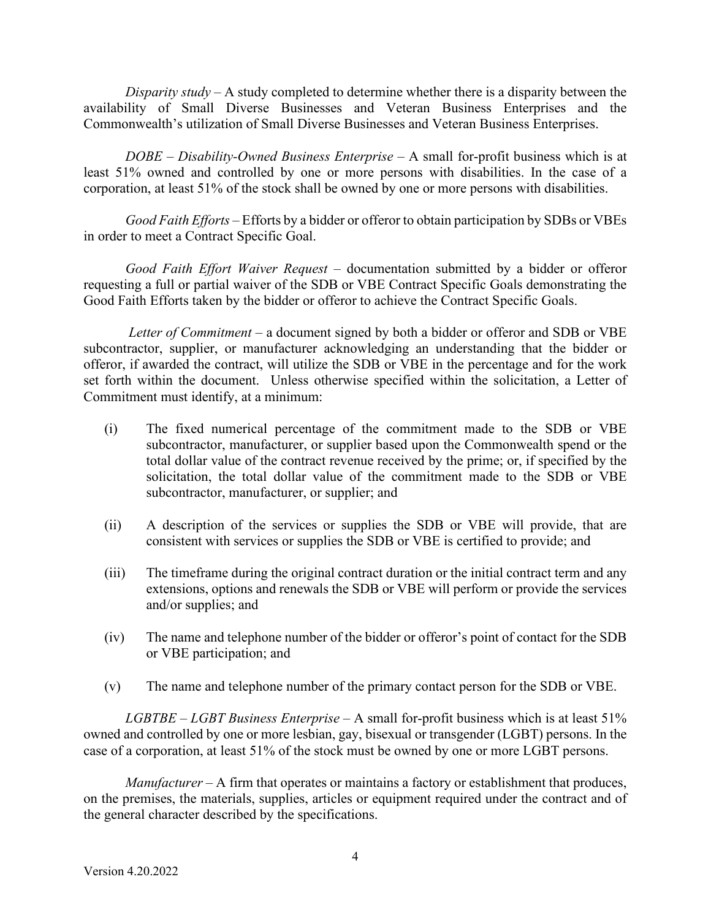*Disparity study* – A study completed to determine whether there is a disparity between the availability of Small Diverse Businesses and Veteran Business Enterprises and the Commonwealth's utilization of Small Diverse Businesses and Veteran Business Enterprises.

*DOBE – Disability-Owned Business Enterprise* – A small for-profit business which is at least 51% owned and controlled by one or more persons with disabilities. In the case of a corporation, at least 51% of the stock shall be owned by one or more persons with disabilities.

*Good Faith Efforts* – Efforts by a bidder or offeror to obtain participation by SDBs or VBEs in order to meet a Contract Specific Goal.

*Good Faith Effort Waiver Request* – documentation submitted by a bidder or offeror requesting a full or partial waiver of the SDB or VBE Contract Specific Goals demonstrating the Good Faith Efforts taken by the bidder or offeror to achieve the Contract Specific Goals.

*Letter of Commitment* – a document signed by both a bidder or offeror and SDB or VBE subcontractor, supplier, or manufacturer acknowledging an understanding that the bidder or offeror, if awarded the contract, will utilize the SDB or VBE in the percentage and for the work set forth within the document. Unless otherwise specified within the solicitation, a Letter of Commitment must identify, at a minimum:

(i) The fixed numerical percentage of the commitment made to the SDB or VBE subcontractor, manufacturer, or supplier based upon the Commonwealth spend or the total dollar value of the contract revenue received by the prime; or, if specified by the solicitation, the total dollar value of the commitment made to the SDB or VBE subcontractor, manufacturer, or supplier; and

(ii) A description of the services or supplies the SDB or VBE will provide, that are consistent with services or supplies the SDB or VBE is certified to provide; and

(iii) The timeframe during the original contract duration or the initial contract term and any extensions, options and renewals the SDB or VBE will perform or provide the services and/or supplies; and

(iv) The name and telephone number of the bidder or offeror's point of contact for the SDB or VBE participation; and

(v) The name and telephone number of the primary contact person for the SDB or VBE.

*LGBTBE – LGBT Business Enterprise* – A small for-profit business which is at least 51% owned and controlled by one or more lesbian, gay, bisexual or transgender (LGBT) persons. In the case of a corporation, at least 51% of the stock must be owned by one or more LGBT persons.

*Manufacturer* – A firm that operates or maintains a factory or establishment that produces, on the premises, the materials, supplies, articles or equipment required under the contract and of the general character described by the specifications.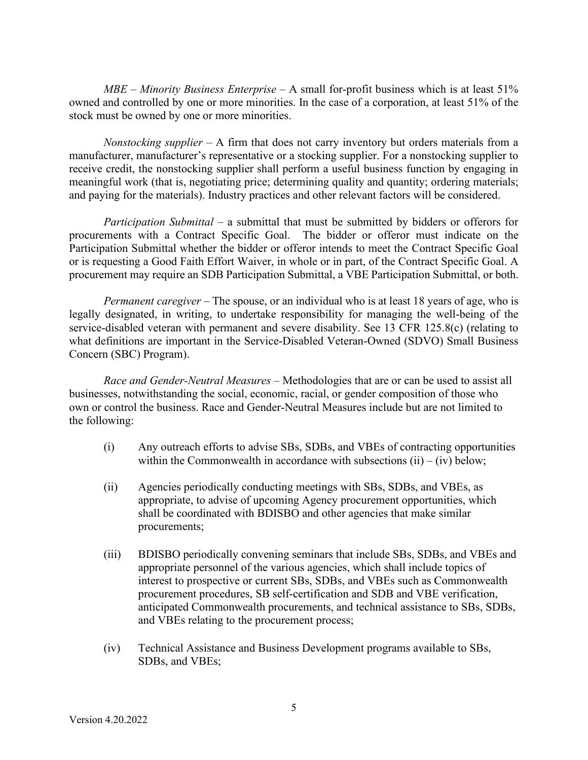*MBE – Minority Business Enterprise* – A small for-profit business which is at least 51% owned and controlled by one or more minorities. In the case of a corporation, at least 51% of the stock must be owned by one or more minorities.

*Nonstocking supplier* – A firm that does not carry inventory but orders materials from a manufacturer, manufacturer's representative or a stocking supplier. For a nonstocking supplier to receive credit, the nonstocking supplier shall perform a useful business function by engaging in meaningful work (that is, negotiating price; determining quality and quantity; ordering materials; and paying for the materials). Industry practices and other relevant factors will be considered.

*Participation Submittal* – a submittal that must be submitted by bidders or offerors for procurements with a Contract Specific Goal. The bidder or offeror must indicate on the Participation Submittal whether the bidder or offeror intends to meet the Contract Specific Goal or is requesting a Good Faith Effort Waiver, in whole or in part, of the Contract Specific Goal. A procurement may require an SDB Participation Submittal, a VBE Participation Submittal, or both.

*Permanent caregiver* – The spouse, or an individual who is at least 18 years of age, who is legally designated, in writing, to undertake responsibility for managing the well-being of the service-disabled veteran with permanent and severe disability. See 13 CFR 125.8(c) (relating to what definitions are important in the Service-Disabled Veteran-Owned (SDVO) Small Business Concern (SBC) Program).

*Race and Gender-Neutral Measures* – Methodologies that are or can be used to assist all businesses, notwithstanding the social, economic, racial, or gender composition of those who own or control the business. Race and Gender-Neutral Measures include but are not limited to the following:

(i) Any outreach efforts to advise SBs, SDBs, and VBEs of contracting opportunities within the Commonwealth in accordance with subsections (ii) – (iv) below;

(ii) Agencies periodically conducting meetings with SBs, SDBs, and VBEs, as appropriate, to advise of upcoming Agency procurement opportunities, which shall be coordinated with BDISBO and other agencies that make similar procurements;

(iii) BDISBO periodically convening seminars that include SBs, SDBs, and VBEs and appropriate personnel of the various agencies, which shall include topics of interest to prospective or current SBs, SDBs, and VBEs such as Commonwealth procurement procedures, SB self-certification and SDB and VBE verification, anticipated Commonwealth procurements, and technical assistance to SBs, SDBs, and VBEs relating to the procurement process;

(iv) Technical Assistance and Business Development programs available to SBs, SDBs, and VBEs;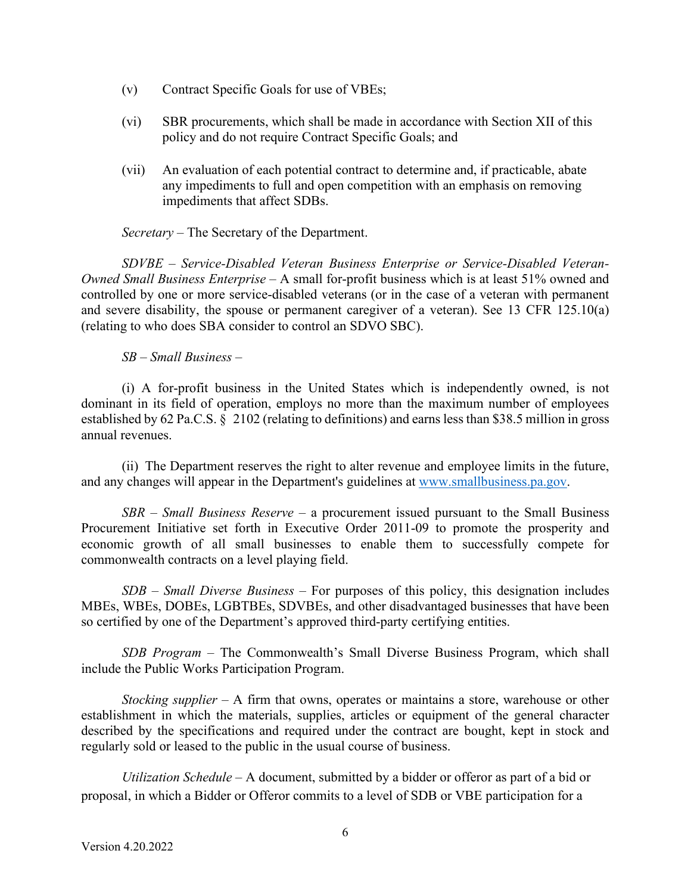(v) Contract Specific Goals for use of VBEs;

(vi) SBR procurements, which shall be made in accordance with Section XII of this policy and do not require Contract Specific Goals; and

(vii) An evaluation of each potential contract to determine and, if practicable, abate any impediments to full and open competition with an emphasis on removing impediments that affect SDBs.

*Secretary* – The Secretary of the Department.

*SDVBE – Service-Disabled Veteran Business Enterprise or Service-Disabled Veteran-Owned Small Business Enterprise* – A small for-profit business which is at least 51% owned and controlled by one or more service-disabled veterans (or in the case of a veteran with permanent and severe disability, the spouse or permanent caregiver of a veteran). See 13 CFR 125.10(a) (relating to who does SBA consider to control an SDVO SBC).

*SB – Small Business* –

(i) A for-profit business in the United States which is independently owned, is not dominant in its field of operation, employs no more than the maximum number of employees established by 62 Pa.C.S. § 2102 (relating to definitions) and earns less than $38.5 million in gross annual revenues.

(ii) The Department reserves the right to alter revenue and employee limits in the future, and any changes will appear in the Department's guidelines at [www.smallbusiness.pa.gov](www.smallbusiness.pa.gov).

*SBR – Small Business Reserve* – a procurement issued pursuant to the Small Business Procurement Initiative set forth in Executive Order 2011-09 to promote the prosperity and economic growth of all small businesses to enable them to successfully compete for commonwealth contracts on a level playing field.

*SDB – Small Diverse Business* – For purposes of this policy, this designation includes MBEs, WBEs, DOBEs, LGBTBEs, SDVBEs, and other disadvantaged businesses that have been so certified by one of the Department's approved third-party certifying entities.

*SDB Program* – The Commonwealth's Small Diverse Business Program, which shall include the Public Works Participation Program.

*Stocking supplier* – A firm that owns, operates or maintains a store, warehouse or other establishment in which the materials, supplies, articles or equipment of the general character described by the specifications and required under the contract are bought, kept in stock and regularly sold or leased to the public in the usual course of business.

*Utilization Schedule* – A document, submitted by a bidder or offeror as part of a bid or proposal, in which a Bidder or Offeror commits to a level of SDB or VBE participation for a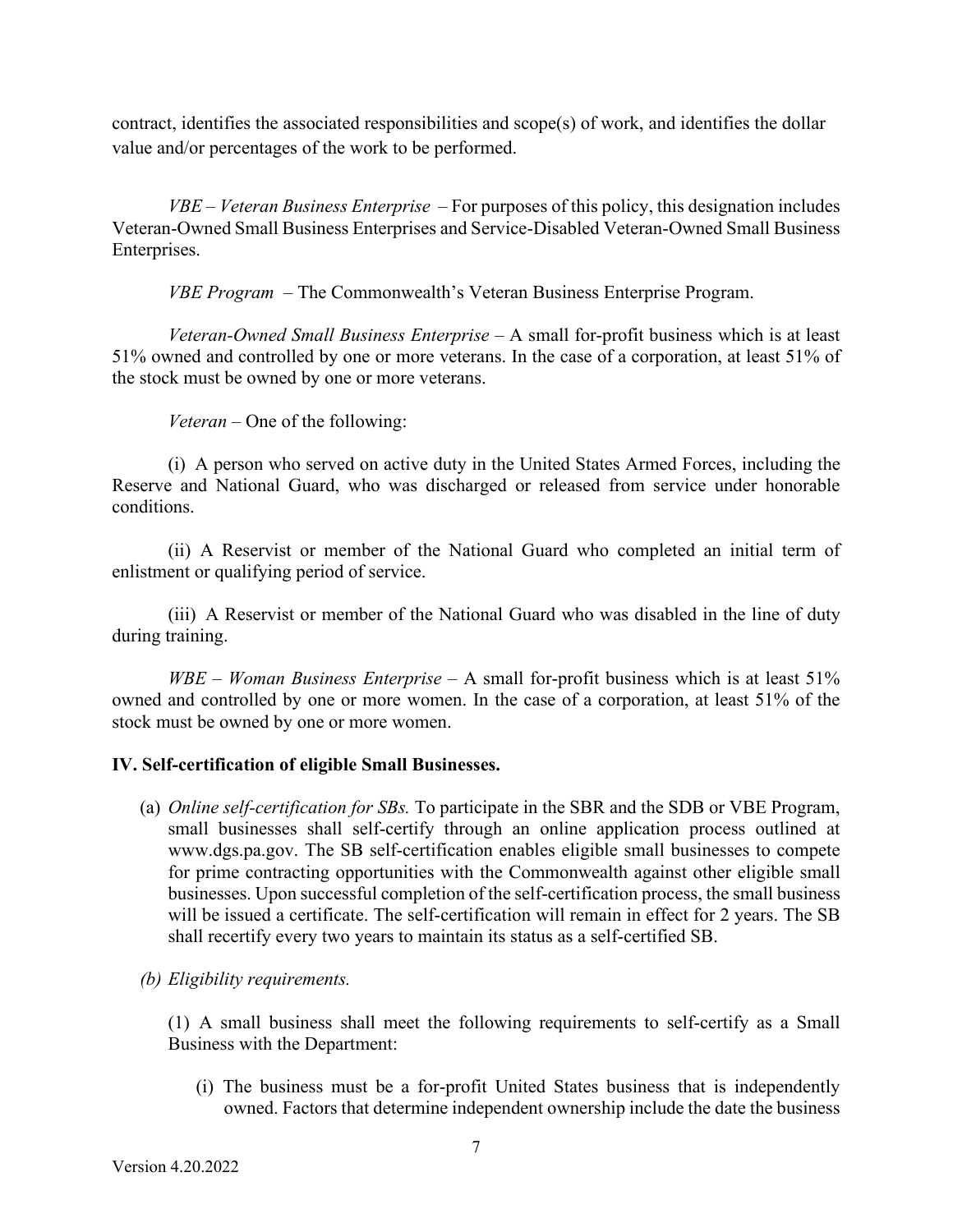contract, identifies the associated responsibilities and scope(s) of work, and identifies the dollar value and/or percentages of the work to be performed.

*VBE – Veteran Business Enterprise* – For purposes of this policy, this designation includes Veteran-Owned Small Business Enterprises and Service-Disabled Veteran-Owned Small Business Enterprises.

*VBE Program* – The Commonwealth's Veteran Business Enterprise Program.

*Veteran-Owned Small Business Enterprise* – A small for-profit business which is at least 51% owned and controlled by one or more veterans. In the case of a corporation, at least 51% of the stock must be owned by one or more veterans.

*Veteran* – One of the following:

(i) A person who served on active duty in the United States Armed Forces, including the Reserve and National Guard, who was discharged or released from service under honorable conditions.

(ii) A Reservist or member of the National Guard who completed an initial term of enlistment or qualifying period of service.

(iii) A Reservist or member of the National Guard who was disabled in the line of duty during training.

*WBE – Woman Business Enterprise* – A small for-profit business which is at least 51% owned and controlled by one or more women. In the case of a corporation, at least 51% of the stock must be owned by one or more women.

**IV. Self-certification of eligible Small Businesses.**

(a) *Online self-certification for SBs.* To participate in the SBR and the SDB or VBE Program, small businesses shall self-certify through an online application process outlined at www.dgs.pa.gov. The SB self-certification enables eligible small businesses to compete for prime contracting opportunities with the Commonwealth against other eligible small businesses. Upon successful completion of the self-certification process, the small business will be issued a certificate. The self-certification will remain in effect for 2 years. The SB shall recertify every two years to maintain its status as a self-certified SB.

(b) *Eligibility requirements.*

(1) A small business shall meet the following requirements to self-certify as a Small Business with the Department:

(i) The business must be a for-profit United States business that is independently owned. Factors that determine independent ownership include the date the business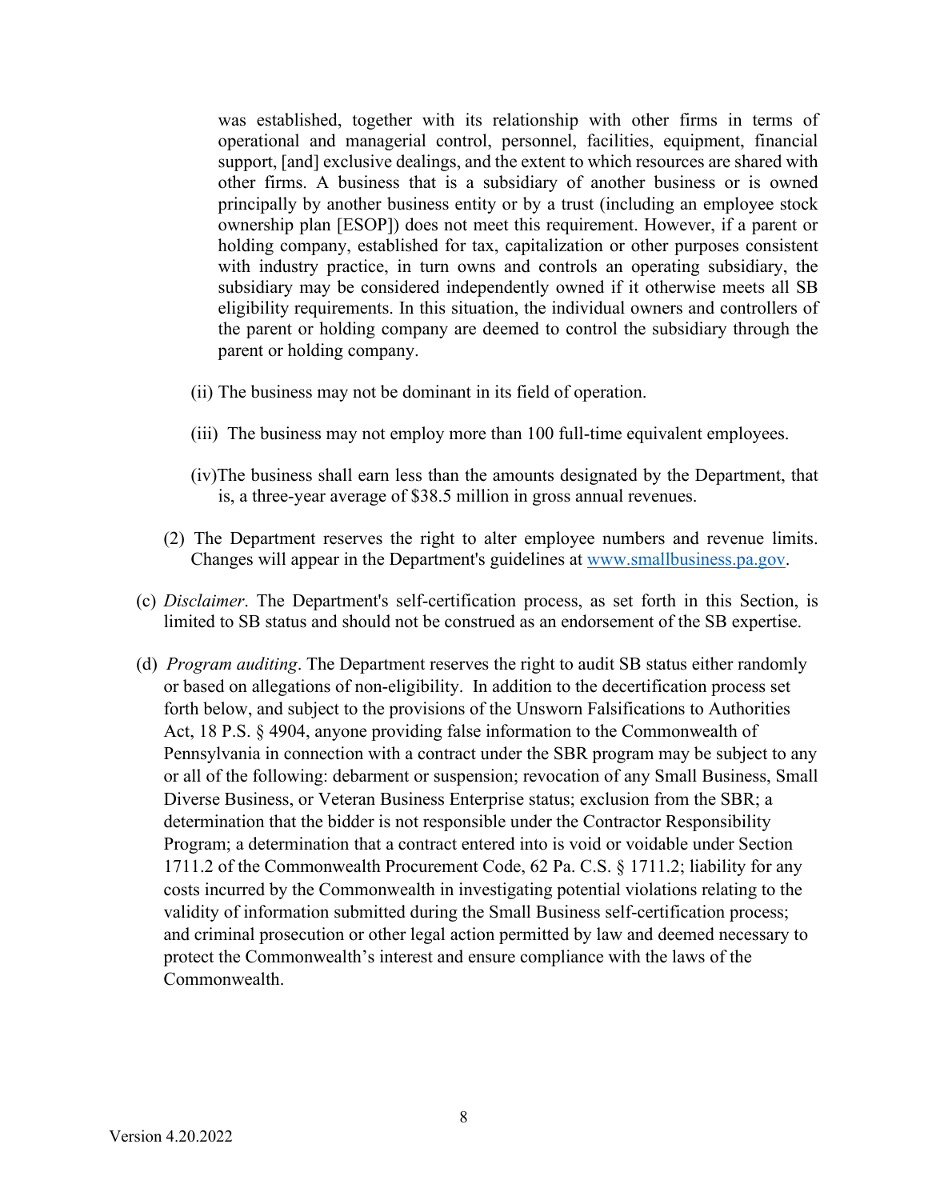was established, together with its relationship with other firms in terms of operational and managerial control, personnel, facilities, equipment, financial support, [and] exclusive dealings, and the extent to which resources are shared with other firms. A business that is a subsidiary of another business or is owned principally by another business entity or by a trust (including an employee stock ownership plan [ESOP]) does not meet this requirement. However, if a parent or holding company, established for tax, capitalization or other purposes consistent with industry practice, in turn owns and controls an operating subsidiary, the subsidiary may be considered independently owned if it otherwise meets all SB eligibility requirements. In this situation, the individual owners and controllers of the parent or holding company are deemed to control the subsidiary through the parent or holding company.

(ii) The business may not be dominant in its field of operation.

(iii) The business may not employ more than 100 full-time equivalent employees.

(iv) The business shall earn less than the amounts designated by the Department, that is, a three-year average of $38.5 million in gross annual revenues.

(2) The Department reserves the right to alter employee numbers and revenue limits. Changes will appear in the Department's guidelines at www.smallbusiness.pa.gov.

(c) *Disclaimer*. The Department's self-certification process, as set forth in this Section, is limited to SB status and should not be construed as an endorsement of the SB expertise.

(d) *Program auditing*. The Department reserves the right to audit SB status either randomly or based on allegations of non-eligibility. In addition to the decertification process set forth below, and subject to the provisions of the Unsworn Falsifications to Authorities Act, 18 P.S. § 4904, anyone providing false information to the Commonwealth of Pennsylvania in connection with a contract under the SBR program may be subject to any or all of the following: debarment or suspension; revocation of any Small Business, Small Diverse Business, or Veteran Business Enterprise status; exclusion from the SBR; a determination that the bidder is not responsible under the Contractor Responsibility Program; a determination that a contract entered into is void or voidable under Section 1711.2 of the Commonwealth Procurement Code, 62 Pa. C.S. § 1711.2; liability for any costs incurred by the Commonwealth in investigating potential violations relating to the validity of information submitted during the Small Business self-certification process; and criminal prosecution or other legal action permitted by law and deemed necessary to protect the Commonwealth's interest and ensure compliance with the laws of the Commonwealth.

Version 4.20.2022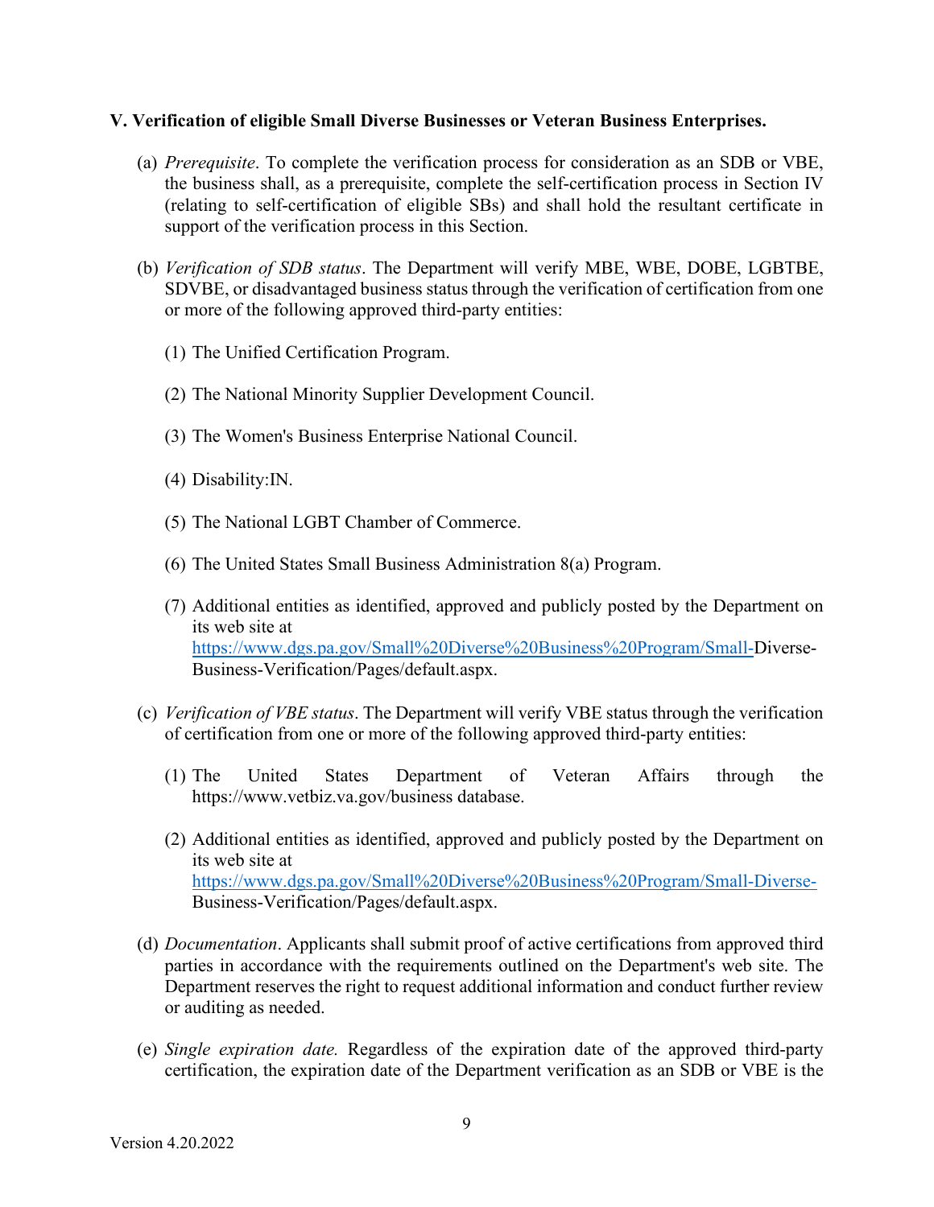**V. Verification of eligible Small Diverse Businesses or Veteran Business Enterprises.**

(a) *Prerequisite*. To complete the verification process for consideration as an SDB or VBE, the business shall, as a prerequisite, complete the self-certification process in Section IV (relating to self-certification of eligible SBs) and shall hold the resultant certificate in support of the verification process in this Section.

(b) *Verification of SDB status*. The Department will verify MBE, WBE, DOBE, LGBTBE, SDVBE, or disadvantaged business status through the verification of certification from one or more of the following approved third-party entities:

(1) The Unified Certification Program.

(2) The National Minority Supplier Development Council.

(3) The Women's Business Enterprise National Council.

(4) Disability:IN.

(5) The National LGBT Chamber of Commerce.

(6) The United States Small Business Administration 8(a) Program.

(7) Additional entities as identified, approved and publicly posted by the Department on its web site at https://www.dgs.pa.gov/Small%20Diverse%20Business%20Program/Small-Diverse-Business-Verification/Pages/default.aspx.

(c) *Verification of VBE status*. The Department will verify VBE status through the verification of certification from one or more of the following approved third-party entities:

(1) The United States Department of Veteran Affairs through the https://www.vetbiz.va.gov/business database.

(2) Additional entities as identified, approved and publicly posted by the Department on its web site at https://www.dgs.pa.gov/Small%20Diverse%20Business%20Program/Small-Diverse-Business-Verification/Pages/default.aspx.

(d) *Documentation*. Applicants shall submit proof of active certifications from approved third parties in accordance with the requirements outlined on the Department's web site. The Department reserves the right to request additional information and conduct further review or auditing as needed.

(e) *Single expiration date.* Regardless of the expiration date of the approved third-party certification, the expiration date of the Department verification as an SDB or VBE is the

Version 4.20.2022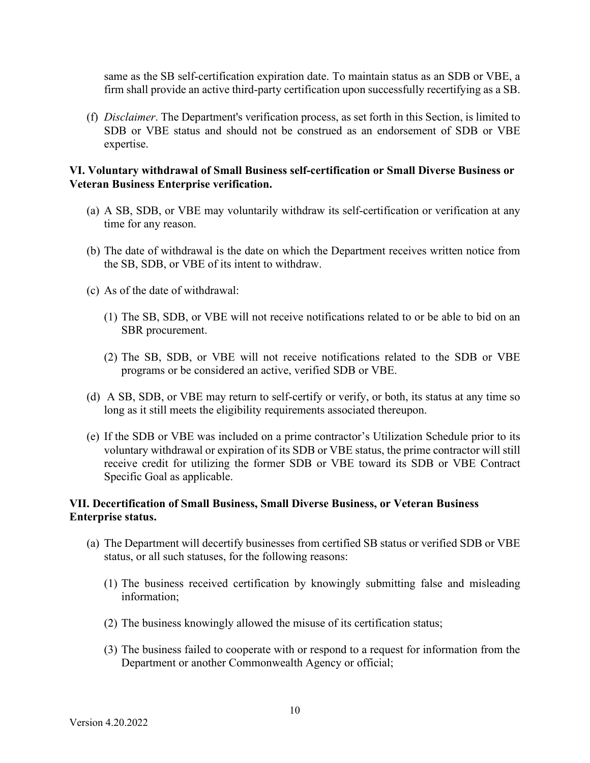same as the SB self-certification expiration date. To maintain status as an SDB or VBE, a firm shall provide an active third-party certification upon successfully recertifying as a SB.

(f) *Disclaimer*. The Department's verification process, as set forth in this Section, is limited to SDB or VBE status and should not be construed as an endorsement of SDB or VBE expertise.

**VI. Voluntary withdrawal of Small Business self-certification or Small Diverse Business or Veteran Business Enterprise verification.**

(a) A SB, SDB, or VBE may voluntarily withdraw its self-certification or verification at any time for any reason.

(b) The date of withdrawal is the date on which the Department receives written notice from the SB, SDB, or VBE of its intent to withdraw.

(c) As of the date of withdrawal:

(1) The SB, SDB, or VBE will not receive notifications related to or be able to bid on an SBR procurement.

(2) The SB, SDB, or VBE will not receive notifications related to the SDB or VBE programs or be considered an active, verified SDB or VBE.

(d) A SB, SDB, or VBE may return to self-certify or verify, or both, its status at any time so long as it still meets the eligibility requirements associated thereupon.

(e) If the SDB or VBE was included on a prime contractor's Utilization Schedule prior to its voluntary withdrawal or expiration of its SDB or VBE status, the prime contractor will still receive credit for utilizing the former SDB or VBE toward its SDB or VBE Contract Specific Goal as applicable.

**VII. Decertification of Small Business, Small Diverse Business, or Veteran Business Enterprise status.**

(a) The Department will decertify businesses from certified SB status or verified SDB or VBE status, or all such statuses, for the following reasons:

(1) The business received certification by knowingly submitting false and misleading information;

(2) The business knowingly allowed the misuse of its certification status;

(3) The business failed to cooperate with or respond to a request for information from the Department or another Commonwealth Agency or official;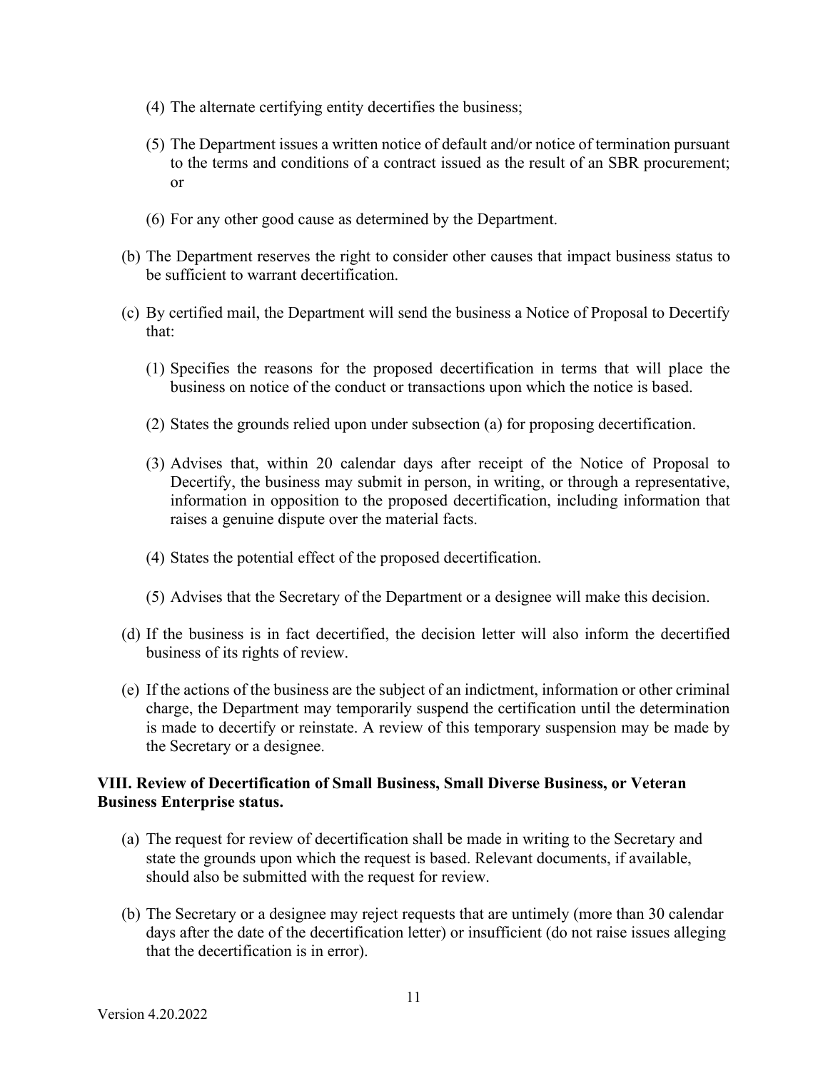(4) The alternate certifying entity decertifies the business;

(5) The Department issues a written notice of default and/or notice of termination pursuant to the terms and conditions of a contract issued as the result of an SBR procurement; or

(6) For any other good cause as determined by the Department.

(b) The Department reserves the right to consider other causes that impact business status to be sufficient to warrant decertification.

(c) By certified mail, the Department will send the business a Notice of Proposal to Decertify that:

(1) Specifies the reasons for the proposed decertification in terms that will place the business on notice of the conduct or transactions upon which the notice is based.

(2) States the grounds relied upon under subsection (a) for proposing decertification.

(3) Advises that, within 20 calendar days after receipt of the Notice of Proposal to Decertify, the business may submit in person, in writing, or through a representative, information in opposition to the proposed decertification, including information that raises a genuine dispute over the material facts.

(4) States the potential effect of the proposed decertification.

(5) Advises that the Secretary of the Department or a designee will make this decision.

(d) If the business is in fact decertified, the decision letter will also inform the decertified business of its rights of review.

(e) If the actions of the business are the subject of an indictment, information or other criminal charge, the Department may temporarily suspend the certification until the determination is made to decertify or reinstate. A review of this temporary suspension may be made by the Secretary or a designee.

**VIII. Review of Decertification of Small Business, Small Diverse Business, or Veteran Business Enterprise status.**

(a) The request for review of decertification shall be made in writing to the Secretary and state the grounds upon which the request is based. Relevant documents, if available, should also be submitted with the request for review.

(b) The Secretary or a designee may reject requests that are untimely (more than 30 calendar days after the date of the decertification letter) or insufficient (do not raise issues alleging that the decertification is in error).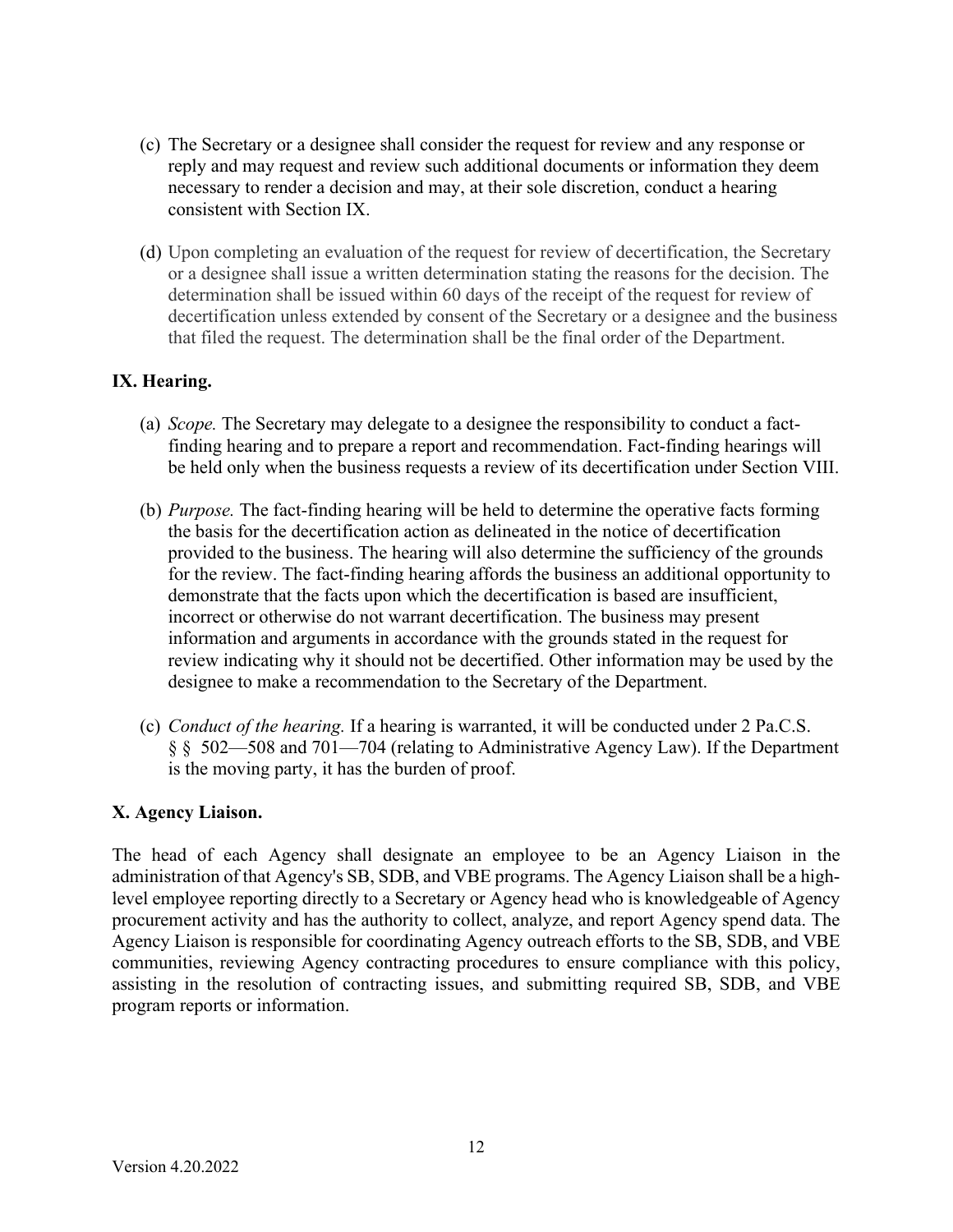(c) The Secretary or a designee shall consider the request for review and any response or reply and may request and review such additional documents or information they deem necessary to render a decision and may, at their sole discretion, conduct a hearing consistent with Section IX.

(d) Upon completing an evaluation of the request for review of decertification, the Secretary or a designee shall issue a written determination stating the reasons for the decision. The determination shall be issued within 60 days of the receipt of the request for review of decertification unless extended by consent of the Secretary or a designee and the business that filed the request. The determination shall be the final order of the Department.

## IX. Hearing.

(a) *Scope.* The Secretary may delegate to a designee the responsibility to conduct a fact-finding hearing and to prepare a report and recommendation. Fact-finding hearings will be held only when the business requests a review of its decertification under Section VIII.

(b) *Purpose.* The fact-finding hearing will be held to determine the operative facts forming the basis for the decertification action as delineated in the notice of decertification provided to the business. The hearing will also determine the sufficiency of the grounds for the review. The fact-finding hearing affords the business an additional opportunity to demonstrate that the facts upon which the decertification is based are insufficient, incorrect or otherwise do not warrant decertification. The business may present information and arguments in accordance with the grounds stated in the request for review indicating why it should not be decertified. Other information may be used by the designee to make a recommendation to the Secretary of the Department.

(c) *Conduct of the hearing.* If a hearing is warranted, it will be conducted under 2 Pa.C.S. § § 502—508 and 701—704 (relating to Administrative Agency Law). If the Department is the moving party, it has the burden of proof.

## X. Agency Liaison.

The head of each Agency shall designate an employee to be an Agency Liaison in the administration of that Agency's SB, SDB, and VBE programs. The Agency Liaison shall be a high-level employee reporting directly to a Secretary or Agency head who is knowledgeable of Agency procurement activity and has the authority to collect, analyze, and report Agency spend data. The Agency Liaison is responsible for coordinating Agency outreach efforts to the SB, SDB, and VBE communities, reviewing Agency contracting procedures to ensure compliance with this policy, assisting in the resolution of contracting issues, and submitting required SB, SDB, and VBE program reports or information.

Version 4.20.2022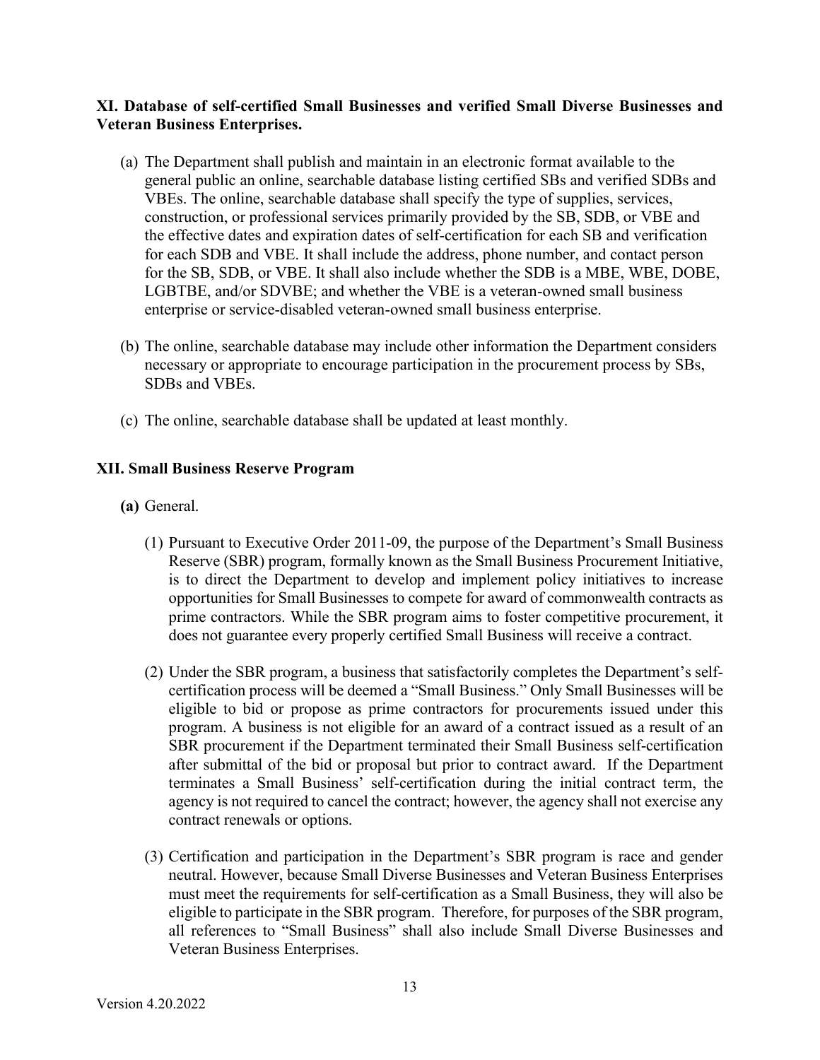**XI. Database of self-certified Small Businesses and verified Small Diverse Businesses and Veteran Business Enterprises.**

(a) The Department shall publish and maintain in an electronic format available to the general public an online, searchable database listing certified SBs and verified SDBs and VBEs. The online, searchable database shall specify the type of supplies, services, construction, or professional services primarily provided by the SB, SDB, or VBE and the effective dates and expiration dates of self-certification for each SB and verification for each SDB and VBE. It shall include the address, phone number, and contact person for the SB, SDB, or VBE. It shall also include whether the SDB is a MBE, WBE, DOBE, LGBTBE, and/or SDVBE; and whether the VBE is a veteran-owned small business enterprise or service-disabled veteran-owned small business enterprise.

(b) The online, searchable database may include other information the Department considers necessary or appropriate to encourage participation in the procurement process by SBs, SDBs and VBEs.

(c) The online, searchable database shall be updated at least monthly.

**XII. Small Business Reserve Program**

**(a)** General.

(1) Pursuant to Executive Order 2011-09, the purpose of the Department's Small Business Reserve (SBR) program, formally known as the Small Business Procurement Initiative, is to direct the Department to develop and implement policy initiatives to increase opportunities for Small Businesses to compete for award of commonwealth contracts as prime contractors. While the SBR program aims to foster competitive procurement, it does not guarantee every properly certified Small Business will receive a contract.

(2) Under the SBR program, a business that satisfactorily completes the Department's self-certification process will be deemed a "Small Business." Only Small Businesses will be eligible to bid or propose as prime contractors for procurements issued under this program. A business is not eligible for an award of a contract issued as a result of an SBR procurement if the Department terminated their Small Business self-certification after submittal of the bid or proposal but prior to contract award. If the Department terminates a Small Business' self-certification during the initial contract term, the agency is not required to cancel the contract; however, the agency shall not exercise any contract renewals or options.

(3) Certification and participation in the Department's SBR program is race and gender neutral. However, because Small Diverse Businesses and Veteran Business Enterprises must meet the requirements for self-certification as a Small Business, they will also be eligible to participate in the SBR program. Therefore, for purposes of the SBR program, all references to "Small Business" shall also include Small Diverse Businesses and Veteran Business Enterprises.

Version 4.20.2022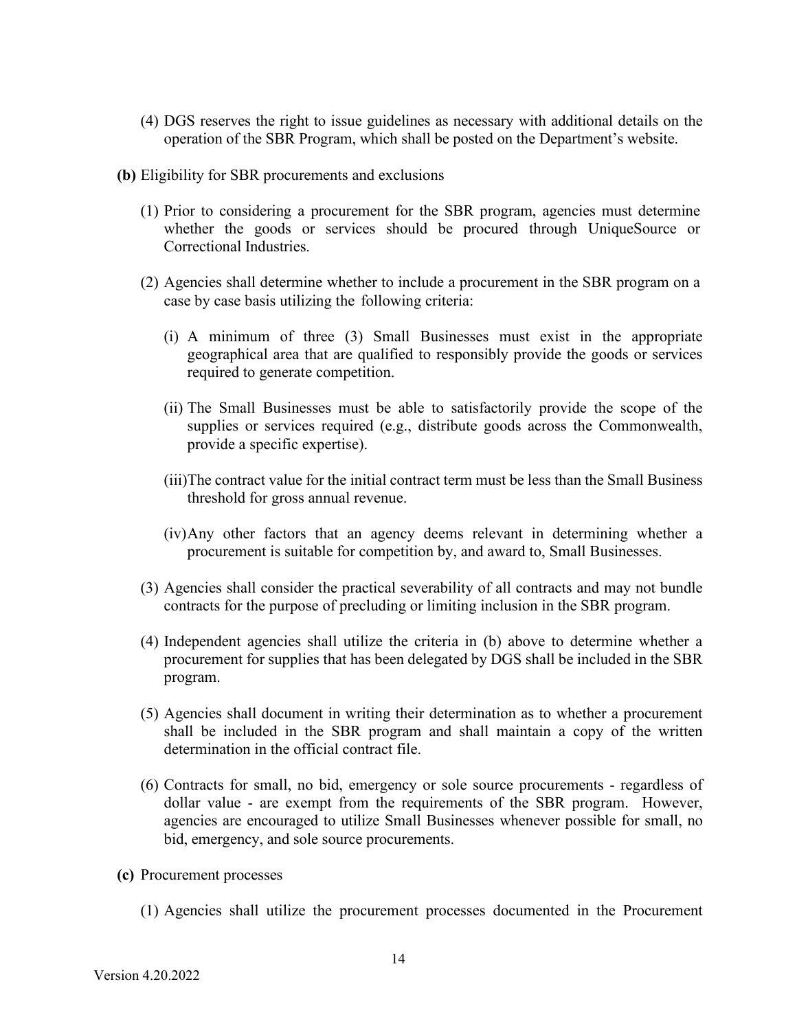(4) DGS reserves the right to issue guidelines as necessary with additional details on the operation of the SBR Program, which shall be posted on the Department's website.

**(b)** Eligibility for SBR procurements and exclusions

(1) Prior to considering a procurement for the SBR program, agencies must determine whether the goods or services should be procured through UniqueSource or Correctional Industries.

(2) Agencies shall determine whether to include a procurement in the SBR program on a case by case basis utilizing the following criteria:

(i) A minimum of three (3) Small Businesses must exist in the appropriate geographical area that are qualified to responsibly provide the goods or services required to generate competition.

(ii) The Small Businesses must be able to satisfactorily provide the scope of the supplies or services required (e.g., distribute goods across the Commonwealth, provide a specific expertise).

(iii) The contract value for the initial contract term must be less than the Small Business threshold for gross annual revenue.

(iv) Any other factors that an agency deems relevant in determining whether a procurement is suitable for competition by, and award to, Small Businesses.

(3) Agencies shall consider the practical severability of all contracts and may not bundle contracts for the purpose of precluding or limiting inclusion in the SBR program.

(4) Independent agencies shall utilize the criteria in (b) above to determine whether a procurement for supplies that has been delegated by DGS shall be included in the SBR program.

(5) Agencies shall document in writing their determination as to whether a procurement shall be included in the SBR program and shall maintain a copy of the written determination in the official contract file.

(6) Contracts for small, no bid, emergency or sole source procurements - regardless of dollar value - are exempt from the requirements of the SBR program. However, agencies are encouraged to utilize Small Businesses whenever possible for small, no bid, emergency, and sole source procurements.

**(c)** Procurement processes

(1) Agencies shall utilize the procurement processes documented in the Procurement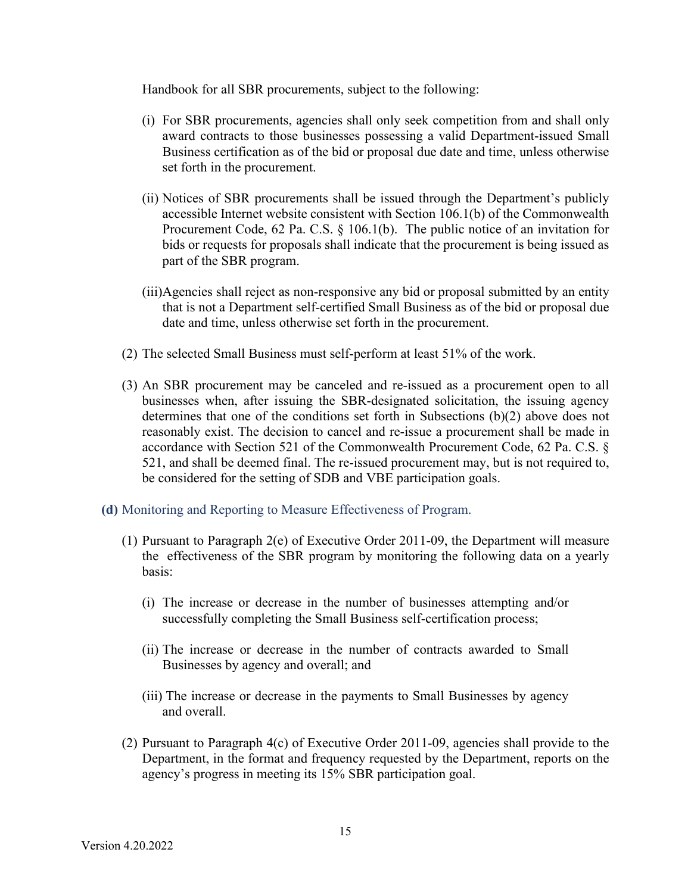Handbook for all SBR procurements, subject to the following:

- (i) For SBR procurements, agencies shall only seek competition from and shall only award contracts to those businesses possessing a valid Department-issued Small Business certification as of the bid or proposal due date and time, unless otherwise set forth in the procurement.

- (ii) Notices of SBR procurements shall be issued through the Department's publicly accessible Internet website consistent with Section 106.1(b) of the Commonwealth Procurement Code, 62 Pa. C.S. § 106.1(b). The public notice of an invitation for bids or requests for proposals shall indicate that the procurement is being issued as part of the SBR program.

- (iii) Agencies shall reject as non-responsive any bid or proposal submitted by an entity that is not a Department self-certified Small Business as of the bid or proposal due date and time, unless otherwise set forth in the procurement.

(2) The selected Small Business must self-perform at least 51% of the work.

(3) An SBR procurement may be canceled and re-issued as a procurement open to all businesses when, after issuing the SBR-designated solicitation, the issuing agency determines that one of the conditions set forth in Subsections (b)(2) above does not reasonably exist. The decision to cancel and re-issue a procurement shall be made in accordance with Section 521 of the Commonwealth Procurement Code, 62 Pa. C.S. § 521, and shall be deemed final. The re-issued procurement may, but is not required to, be considered for the setting of SDB and VBE participation goals.

**(d)** Monitoring and Reporting to Measure Effectiveness of Program.

(1) Pursuant to Paragraph 2(e) of Executive Order 2011-09, the Department will measure the effectiveness of the SBR program by monitoring the following data on a yearly basis:

- (i) The increase or decrease in the number of businesses attempting and/or successfully completing the Small Business self-certification process;

- (ii) The increase or decrease in the number of contracts awarded to Small Businesses by agency and overall; and

- (iii) The increase or decrease in the payments to Small Businesses by agency and overall.

(2) Pursuant to Paragraph 4(c) of Executive Order 2011-09, agencies shall provide to the Department, in the format and frequency requested by the Department, reports on the agency's progress in meeting its 15% SBR participation goal.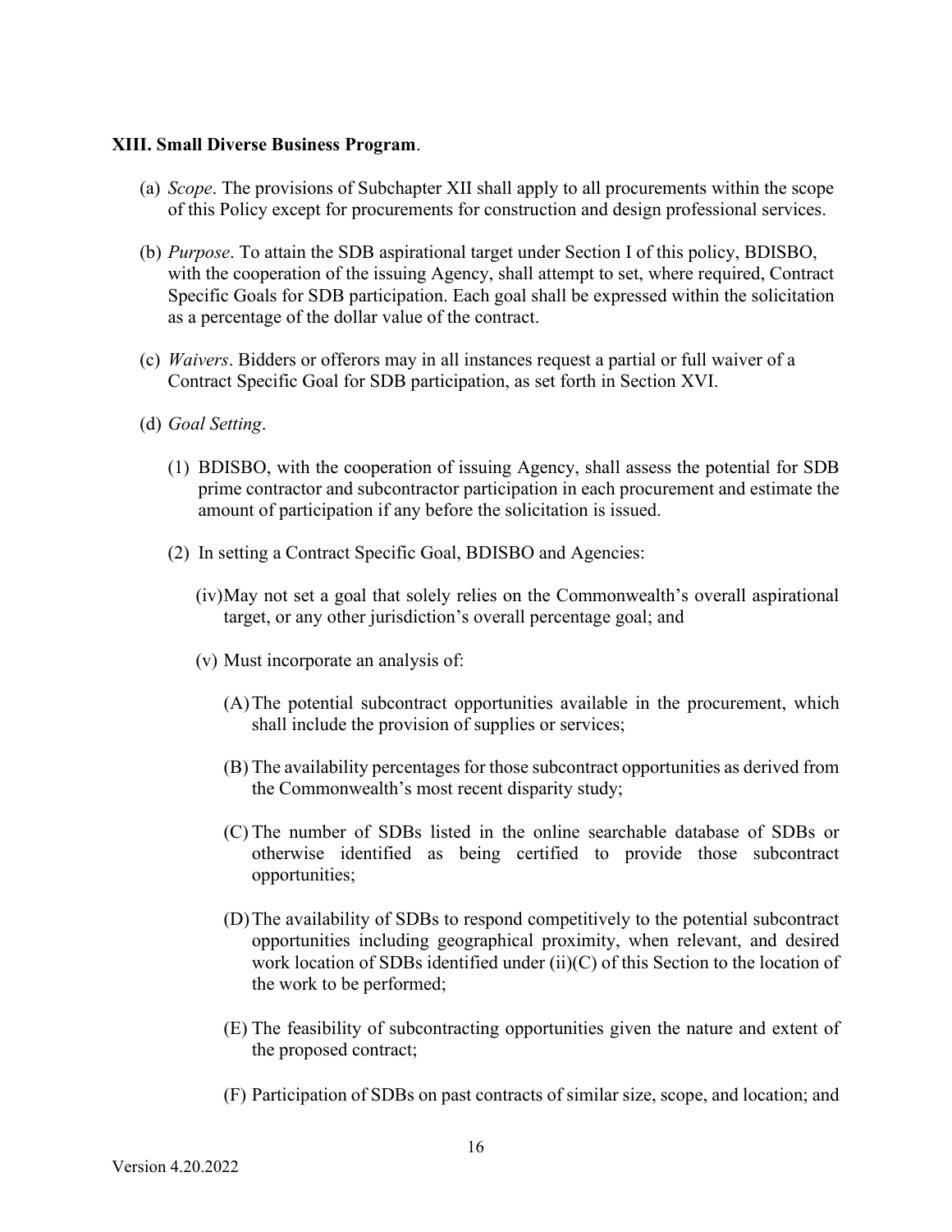**XIII. Small Diverse Business Program**.

(a) *Scope*. The provisions of Subchapter XII shall apply to all procurements within the scope of this Policy except for procurements for construction and design professional services.

(b) *Purpose*. To attain the SDB aspirational target under Section I of this policy, BDISBO, with the cooperation of the issuing Agency, shall attempt to set, where required, Contract Specific Goals for SDB participation. Each goal shall be expressed within the solicitation as a percentage of the dollar value of the contract.

(c) *Waivers*. Bidders or offerors may in all instances request a partial or full waiver of a Contract Specific Goal for SDB participation, as set forth in Section XVI.

(d) *Goal Setting*.

(1) BDISBO, with the cooperation of issuing Agency, shall assess the potential for SDB prime contractor and subcontractor participation in each procurement and estimate the amount of participation if any before the solicitation is issued.

(2) In setting a Contract Specific Goal, BDISBO and Agencies:

(iv) May not set a goal that solely relies on the Commonwealth's overall aspirational target, or any other jurisdiction's overall percentage goal; and

(v) Must incorporate an analysis of:

(A) The potential subcontract opportunities available in the procurement, which shall include the provision of supplies or services;

(B) The availability percentages for those subcontract opportunities as derived from the Commonwealth's most recent disparity study;

(C) The number of SDBs listed in the online searchable database of SDBs or otherwise identified as being certified to provide those subcontract opportunities;

(D) The availability of SDBs to respond competitively to the potential subcontract opportunities including geographical proximity, when relevant, and desired work location of SDBs identified under (ii)(C) of this Section to the location of the work to be performed;

(E) The feasibility of subcontracting opportunities given the nature and extent of the proposed contract;

(F) Participation of SDBs on past contracts of similar size, scope, and location; and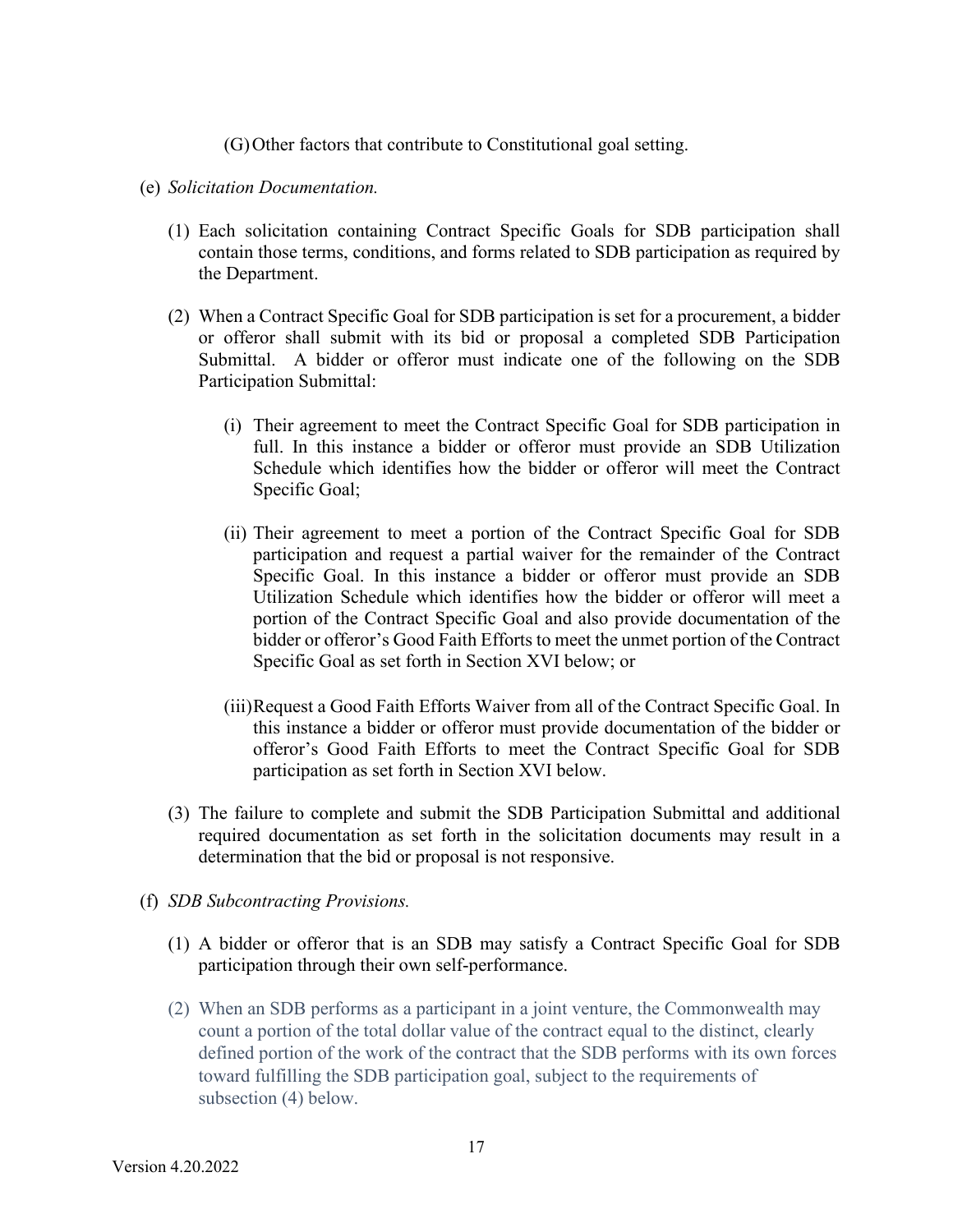(G) Other factors that contribute to Constitutional goal setting.

(e) *Solicitation Documentation.*

(1) Each solicitation containing Contract Specific Goals for SDB participation shall contain those terms, conditions, and forms related to SDB participation as required by the Department.

(2) When a Contract Specific Goal for SDB participation is set for a procurement, a bidder or offeror shall submit with its bid or proposal a completed SDB Participation Submittal. A bidder or offeror must indicate one of the following on the SDB Participation Submittal:

(i) Their agreement to meet the Contract Specific Goal for SDB participation in full. In this instance a bidder or offeror must provide an SDB Utilization Schedule which identifies how the bidder or offeror will meet the Contract Specific Goal;

(ii) Their agreement to meet a portion of the Contract Specific Goal for SDB participation and request a partial waiver for the remainder of the Contract Specific Goal. In this instance a bidder or offeror must provide an SDB Utilization Schedule which identifies how the bidder or offeror will meet a portion of the Contract Specific Goal and also provide documentation of the bidder or offeror's Good Faith Efforts to meet the unmet portion of the Contract Specific Goal as set forth in Section XVI below; or

(iii) Request a Good Faith Efforts Waiver from all of the Contract Specific Goal. In this instance a bidder or offeror must provide documentation of the bidder or offeror's Good Faith Efforts to meet the Contract Specific Goal for SDB participation as set forth in Section XVI below.

(3) The failure to complete and submit the SDB Participation Submittal and additional required documentation as set forth in the solicitation documents may result in a determination that the bid or proposal is not responsive.

(f) *SDB Subcontracting Provisions.*

(1) A bidder or offeror that is an SDB may satisfy a Contract Specific Goal for SDB participation through their own self-performance.

(2) When an SDB performs as a participant in a joint venture, the Commonwealth may count a portion of the total dollar value of the contract equal to the distinct, clearly defined portion of the work of the contract that the SDB performs with its own forces toward fulfilling the SDB participation goal, subject to the requirements of subsection (4) below.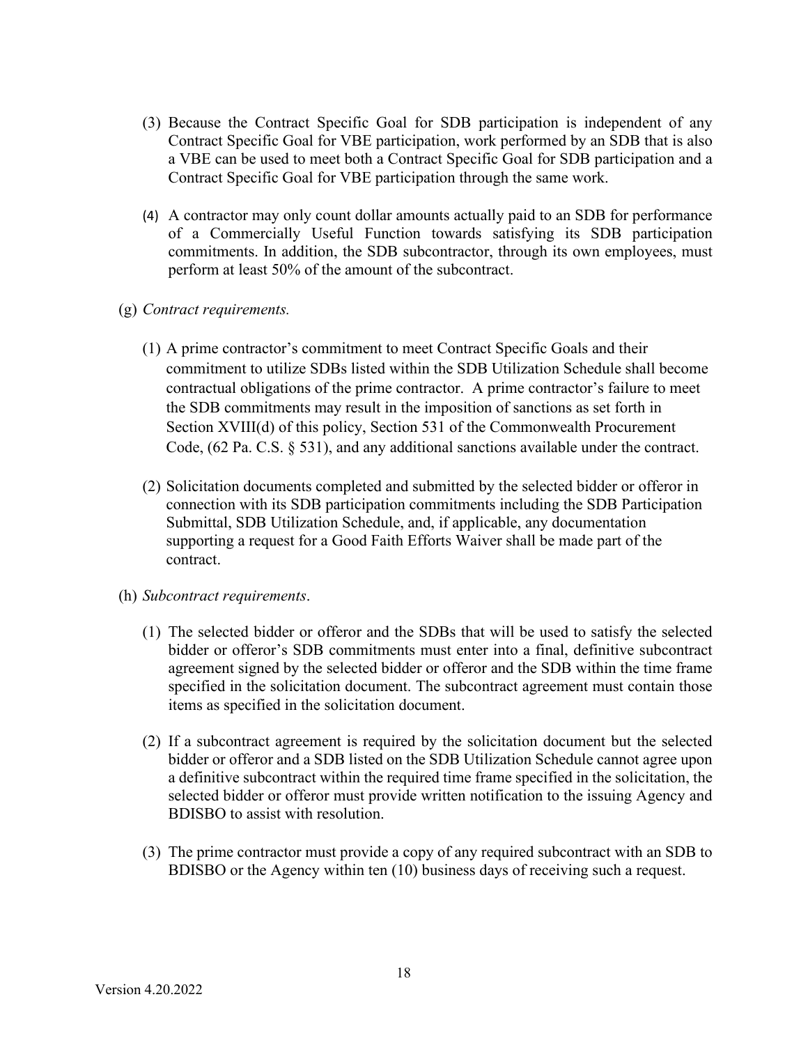(3) Because the Contract Specific Goal for SDB participation is independent of any Contract Specific Goal for VBE participation, work performed by an SDB that is also a VBE can be used to meet both a Contract Specific Goal for SDB participation and a Contract Specific Goal for VBE participation through the same work.

(4) A contractor may only count dollar amounts actually paid to an SDB for performance of a Commercially Useful Function towards satisfying its SDB participation commitments. In addition, the SDB subcontractor, through its own employees, must perform at least 50% of the amount of the subcontract.

(g) *Contract requirements.*

(1) A prime contractor's commitment to meet Contract Specific Goals and their commitment to utilize SDBs listed within the SDB Utilization Schedule shall become contractual obligations of the prime contractor. A prime contractor's failure to meet the SDB commitments may result in the imposition of sanctions as set forth in Section XVIII(d) of this policy, Section 531 of the Commonwealth Procurement Code, (62 Pa. C.S. § 531), and any additional sanctions available under the contract.

(2) Solicitation documents completed and submitted by the selected bidder or offeror in connection with its SDB participation commitments including the SDB Participation Submittal, SDB Utilization Schedule, and, if applicable, any documentation supporting a request for a Good Faith Efforts Waiver shall be made part of the contract.

(h) *Subcontract requirements*.

(1) The selected bidder or offeror and the SDBs that will be used to satisfy the selected bidder or offeror's SDB commitments must enter into a final, definitive subcontract agreement signed by the selected bidder or offeror and the SDB within the time frame specified in the solicitation document. The subcontract agreement must contain those items as specified in the solicitation document.

(2) If a subcontract agreement is required by the solicitation document but the selected bidder or offeror and a SDB listed on the SDB Utilization Schedule cannot agree upon a definitive subcontract within the required time frame specified in the solicitation, the selected bidder or offeror must provide written notification to the issuing Agency and BDISBO to assist with resolution.

(3) The prime contractor must provide a copy of any required subcontract with an SDB to BDISBO or the Agency within ten (10) business days of receiving such a request.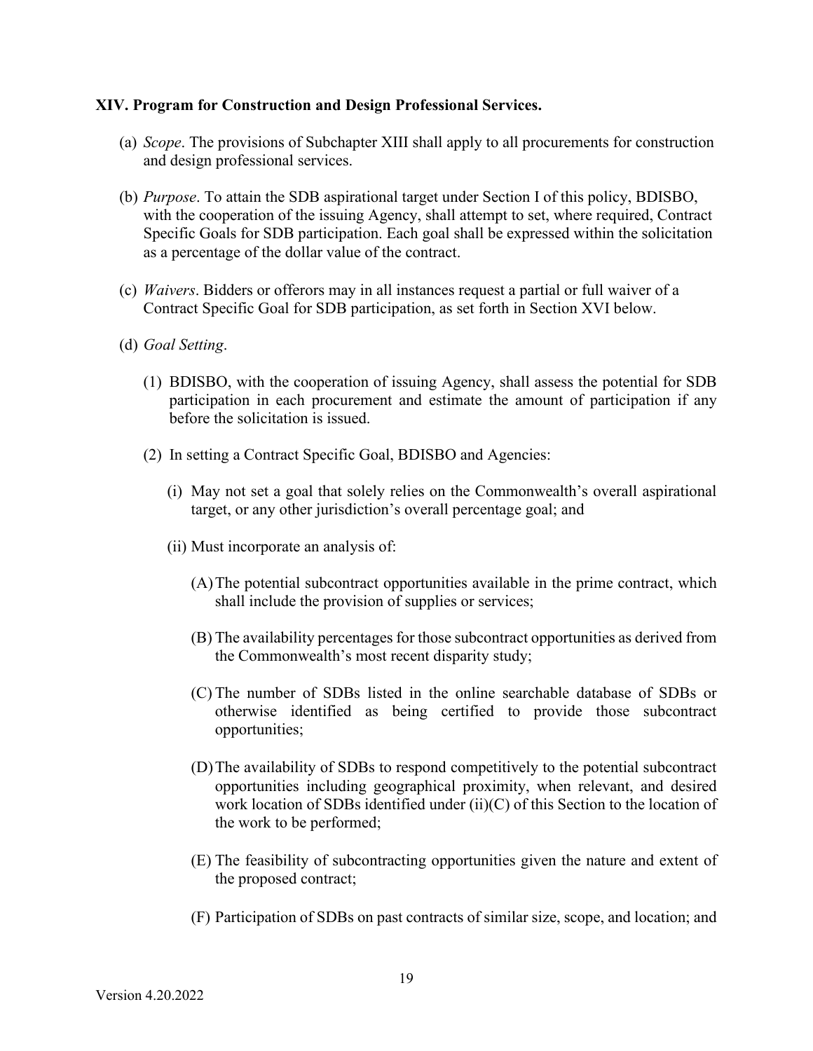## XIV. Program for Construction and Design Professional Services.

(a) *Scope*. The provisions of Subchapter XIII shall apply to all procurements for construction and design professional services.

(b) *Purpose*. To attain the SDB aspirational target under Section I of this policy, BDISBO, with the cooperation of the issuing Agency, shall attempt to set, where required, Contract Specific Goals for SDB participation. Each goal shall be expressed within the solicitation as a percentage of the dollar value of the contract.

(c) *Waivers*. Bidders or offerors may in all instances request a partial or full waiver of a Contract Specific Goal for SDB participation, as set forth in Section XVI below.

(d) *Goal Setting*.

(1) BDISBO, with the cooperation of issuing Agency, shall assess the potential for SDB participation in each procurement and estimate the amount of participation if any before the solicitation is issued.

(2) In setting a Contract Specific Goal, BDISBO and Agencies:

(i) May not set a goal that solely relies on the Commonwealth's overall aspirational target, or any other jurisdiction's overall percentage goal; and

(ii) Must incorporate an analysis of:

(A) The potential subcontract opportunities available in the prime contract, which shall include the provision of supplies or services;

(B) The availability percentages for those subcontract opportunities as derived from the Commonwealth's most recent disparity study;

(C) The number of SDBs listed in the online searchable database of SDBs or otherwise identified as being certified to provide those subcontract opportunities;

(D) The availability of SDBs to respond competitively to the potential subcontract opportunities including geographical proximity, when relevant, and desired work location of SDBs identified under (ii)(C) of this Section to the location of the work to be performed;

(E) The feasibility of subcontracting opportunities given the nature and extent of the proposed contract;

(F) Participation of SDBs on past contracts of similar size, scope, and location; and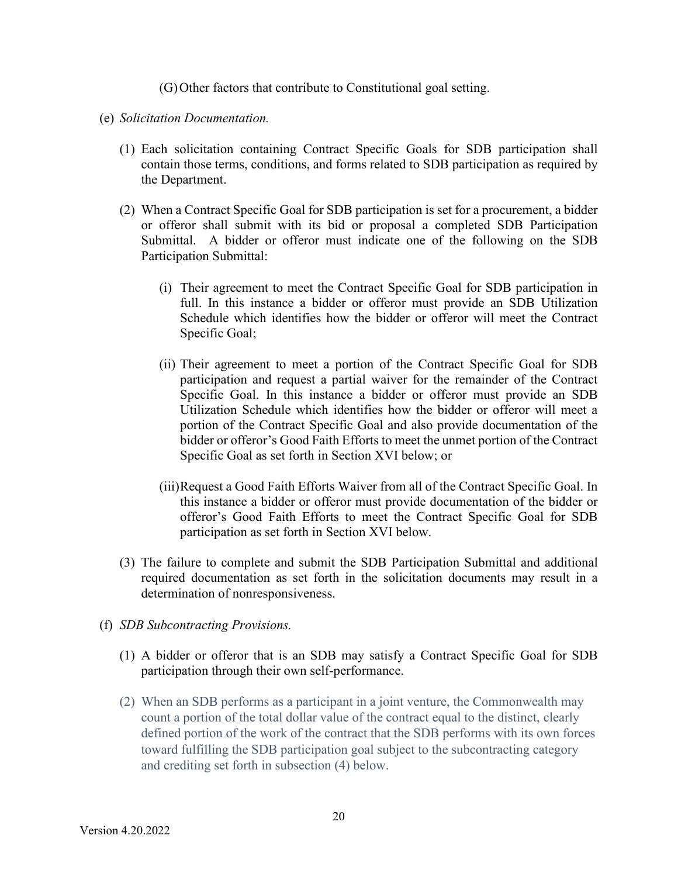(G) Other factors that contribute to Constitutional goal setting.

(e) *Solicitation Documentation.*

(1) Each solicitation containing Contract Specific Goals for SDB participation shall contain those terms, conditions, and forms related to SDB participation as required by the Department.

(2) When a Contract Specific Goal for SDB participation is set for a procurement, a bidder or offeror shall submit with its bid or proposal a completed SDB Participation Submittal. A bidder or offeror must indicate one of the following on the SDB Participation Submittal:

(i) Their agreement to meet the Contract Specific Goal for SDB participation in full. In this instance a bidder or offeror must provide an SDB Utilization Schedule which identifies how the bidder or offeror will meet the Contract Specific Goal;

(ii) Their agreement to meet a portion of the Contract Specific Goal for SDB participation and request a partial waiver for the remainder of the Contract Specific Goal. In this instance a bidder or offeror must provide an SDB Utilization Schedule which identifies how the bidder or offeror will meet a portion of the Contract Specific Goal and also provide documentation of the bidder or offeror's Good Faith Efforts to meet the unmet portion of the Contract Specific Goal as set forth in Section XVI below; or

(iii) Request a Good Faith Efforts Waiver from all of the Contract Specific Goal. In this instance a bidder or offeror must provide documentation of the bidder or offeror's Good Faith Efforts to meet the Contract Specific Goal for SDB participation as set forth in Section XVI below.

(3) The failure to complete and submit the SDB Participation Submittal and additional required documentation as set forth in the solicitation documents may result in a determination of nonresponsiveness.

(f) *SDB Subcontracting Provisions.*

(1) A bidder or offeror that is an SDB may satisfy a Contract Specific Goal for SDB participation through their own self-performance.

(2) When an SDB performs as a participant in a joint venture, the Commonwealth may count a portion of the total dollar value of the contract equal to the distinct, clearly defined portion of the work of the contract that the SDB performs with its own forces toward fulfilling the SDB participation goal subject to the subcontracting category and crediting set forth in subsection (4) below.

Version 4.20.2022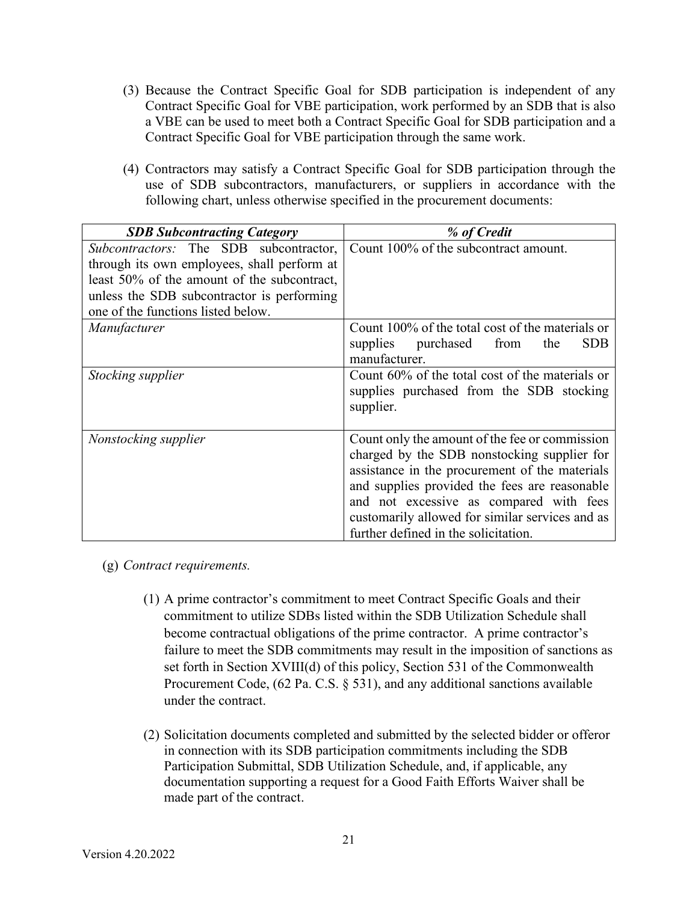(3) Because the Contract Specific Goal for SDB participation is independent of any Contract Specific Goal for VBE participation, work performed by an SDB that is also a VBE can be used to meet both a Contract Specific Goal for SDB participation and a Contract Specific Goal for VBE participation through the same work.

(4) Contractors may satisfy a Contract Specific Goal for SDB participation through the use of SDB subcontractors, manufacturers, or suppliers in accordance with the following chart, unless otherwise specified in the procurement documents:

| ***SDB Subcontracting Category*** | ***% of Credit*** |
| --- | --- |
| *Subcontractors:* The SDB subcontractor, through its own employees, shall perform at least 50% of the amount of the subcontract, unless the SDB subcontractor is performing one of the functions listed below. | Count 100% of the subcontract amount. |
| *Manufacturer* | Count 100% of the total cost of the materials or supplies purchased from the SDB manufacturer. |
| *Stocking supplier* | Count 60% of the total cost of the materials or supplies purchased from the SDB stocking supplier. |
| *Nonstocking supplier* | Count only the amount of the fee or commission charged by the SDB nonstocking supplier for assistance in the procurement of the materials and supplies provided the fees are reasonable and not excessive as compared with fees customarily allowed for similar services and as further defined in the solicitation. |

(g) *Contract requirements.*

(1) A prime contractor's commitment to meet Contract Specific Goals and their commitment to utilize SDBs listed within the SDB Utilization Schedule shall become contractual obligations of the prime contractor. A prime contractor's failure to meet the SDB commitments may result in the imposition of sanctions as set forth in Section XVIII(d) of this policy, Section 531 of the Commonwealth Procurement Code, (62 Pa. C.S. § 531), and any additional sanctions available under the contract.

(2) Solicitation documents completed and submitted by the selected bidder or offeror in connection with its SDB participation commitments including the SDB Participation Submittal, SDB Utilization Schedule, and, if applicable, any documentation supporting a request for a Good Faith Efforts Waiver shall be made part of the contract.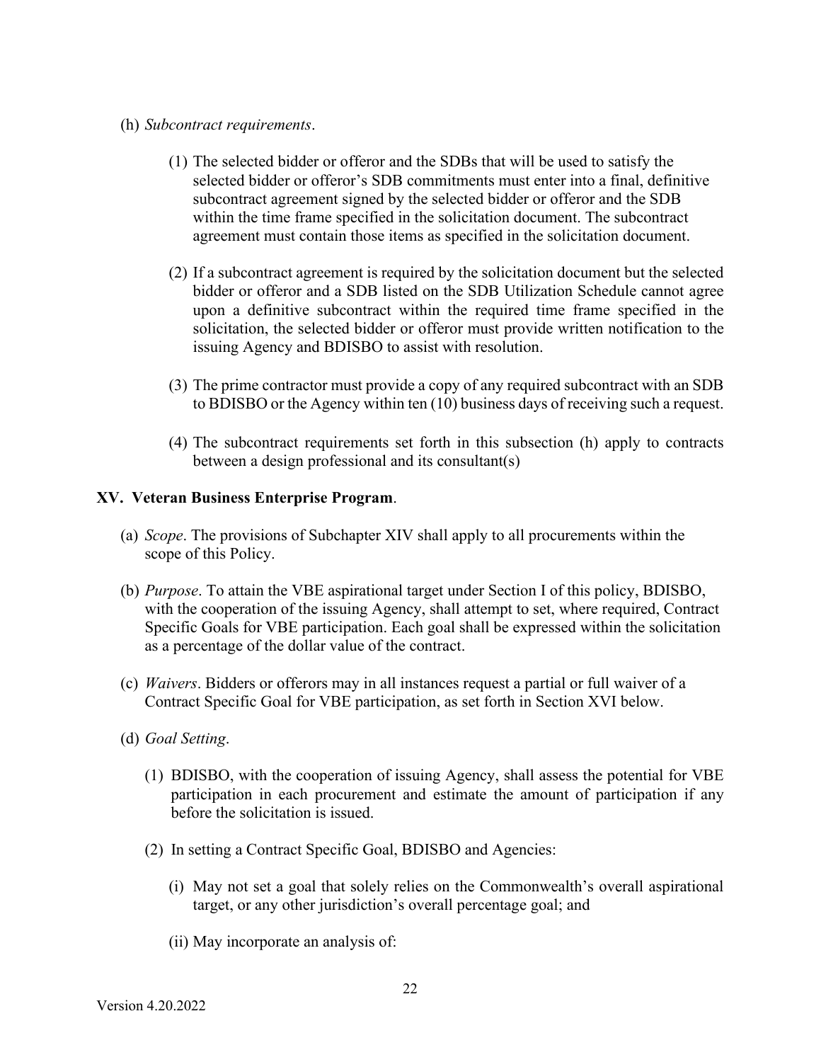(h) *Subcontract requirements*.

(1) The selected bidder or offeror and the SDBs that will be used to satisfy the selected bidder or offeror's SDB commitments must enter into a final, definitive subcontract agreement signed by the selected bidder or offeror and the SDB within the time frame specified in the solicitation document. The subcontract agreement must contain those items as specified in the solicitation document.

(2) If a subcontract agreement is required by the solicitation document but the selected bidder or offeror and a SDB listed on the SDB Utilization Schedule cannot agree upon a definitive subcontract within the required time frame specified in the solicitation, the selected bidder or offeror must provide written notification to the issuing Agency and BDISBO to assist with resolution.

(3) The prime contractor must provide a copy of any required subcontract with an SDB to BDISBO or the Agency within ten (10) business days of receiving such a request.

(4) The subcontract requirements set forth in this subsection (h) apply to contracts between a design professional and its consultant(s)

**XV. Veteran Business Enterprise Program**.

(a) *Scope*. The provisions of Subchapter XIV shall apply to all procurements within the scope of this Policy.

(b) *Purpose*. To attain the VBE aspirational target under Section I of this policy, BDISBO, with the cooperation of the issuing Agency, shall attempt to set, where required, Contract Specific Goals for VBE participation. Each goal shall be expressed within the solicitation as a percentage of the dollar value of the contract.

(c) *Waivers*. Bidders or offerors may in all instances request a partial or full waiver of a Contract Specific Goal for VBE participation, as set forth in Section XVI below.

(d) *Goal Setting*.

(1) BDISBO, with the cooperation of issuing Agency, shall assess the potential for VBE participation in each procurement and estimate the amount of participation if any before the solicitation is issued.

(2) In setting a Contract Specific Goal, BDISBO and Agencies:

(i) May not set a goal that solely relies on the Commonwealth's overall aspirational target, or any other jurisdiction's overall percentage goal; and

(ii) May incorporate an analysis of: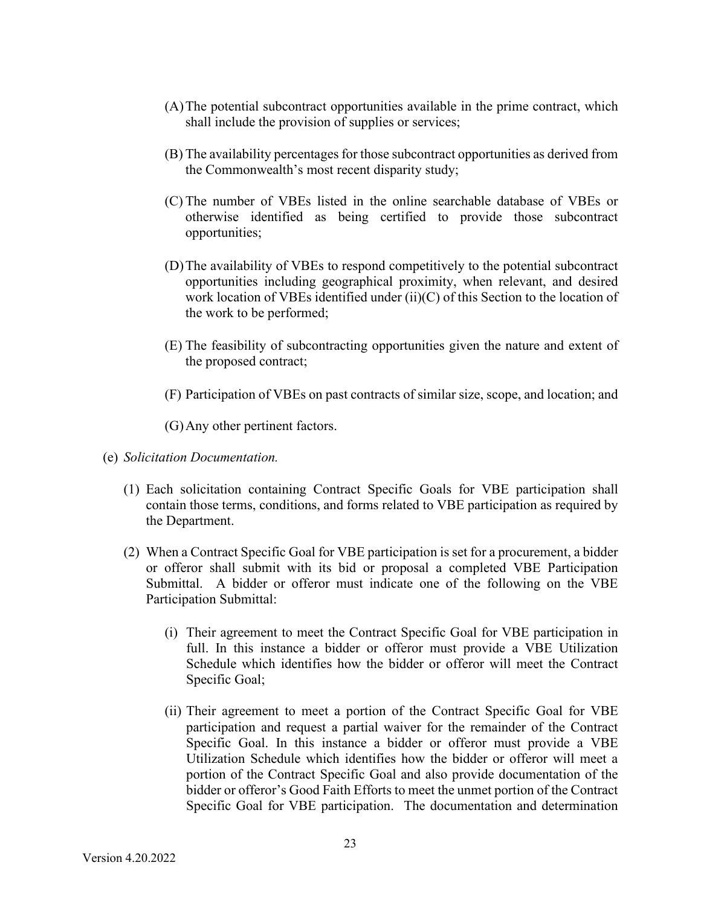(A) The potential subcontract opportunities available in the prime contract, which shall include the provision of supplies or services;

(B) The availability percentages for those subcontract opportunities as derived from the Commonwealth's most recent disparity study;

(C) The number of VBEs listed in the online searchable database of VBEs or otherwise identified as being certified to provide those subcontract opportunities;

(D) The availability of VBEs to respond competitively to the potential subcontract opportunities including geographical proximity, when relevant, and desired work location of VBEs identified under (ii)(C) of this Section to the location of the work to be performed;

(E) The feasibility of subcontracting opportunities given the nature and extent of the proposed contract;

(F) Participation of VBEs on past contracts of similar size, scope, and location; and

(G) Any other pertinent factors.

(e) *Solicitation Documentation.*

(1) Each solicitation containing Contract Specific Goals for VBE participation shall contain those terms, conditions, and forms related to VBE participation as required by the Department.

(2) When a Contract Specific Goal for VBE participation is set for a procurement, a bidder or offeror shall submit with its bid or proposal a completed VBE Participation Submittal. A bidder or offeror must indicate one of the following on the VBE Participation Submittal:

(i) Their agreement to meet the Contract Specific Goal for VBE participation in full. In this instance a bidder or offeror must provide a VBE Utilization Schedule which identifies how the bidder or offeror will meet the Contract Specific Goal;

(ii) Their agreement to meet a portion of the Contract Specific Goal for VBE participation and request a partial waiver for the remainder of the Contract Specific Goal. In this instance a bidder or offeror must provide a VBE Utilization Schedule which identifies how the bidder or offeror will meet a portion of the Contract Specific Goal and also provide documentation of the bidder or offeror's Good Faith Efforts to meet the unmet portion of the Contract Specific Goal for VBE participation. The documentation and determination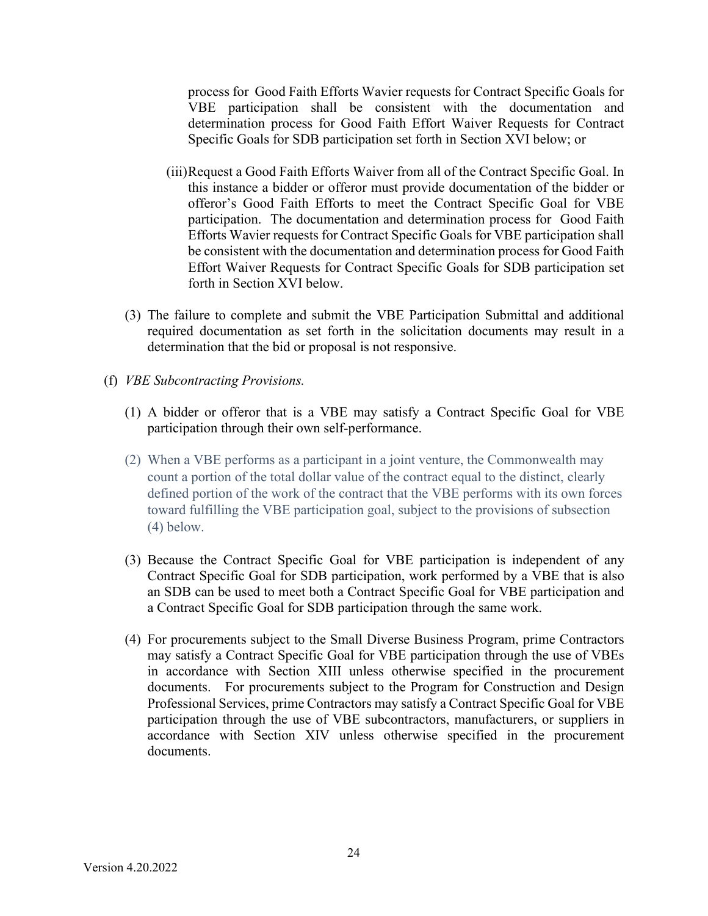process for Good Faith Efforts Wavier requests for Contract Specific Goals for VBE participation shall be consistent with the documentation and determination process for Good Faith Effort Waiver Requests for Contract Specific Goals for SDB participation set forth in Section XVI below; or

(iii) Request a Good Faith Efforts Waiver from all of the Contract Specific Goal. In this instance a bidder or offeror must provide documentation of the bidder or offeror's Good Faith Efforts to meet the Contract Specific Goal for VBE participation. The documentation and determination process for Good Faith Efforts Wavier requests for Contract Specific Goals for VBE participation shall be consistent with the documentation and determination process for Good Faith Effort Waiver Requests for Contract Specific Goals for SDB participation set forth in Section XVI below.

(3) The failure to complete and submit the VBE Participation Submittal and additional required documentation as set forth in the solicitation documents may result in a determination that the bid or proposal is not responsive.

(f) *VBE Subcontracting Provisions.*

(1) A bidder or offeror that is a VBE may satisfy a Contract Specific Goal for VBE participation through their own self-performance.

(2) When a VBE performs as a participant in a joint venture, the Commonwealth may count a portion of the total dollar value of the contract equal to the distinct, clearly defined portion of the work of the contract that the VBE performs with its own forces toward fulfilling the VBE participation goal, subject to the provisions of subsection (4) below.

(3) Because the Contract Specific Goal for VBE participation is independent of any Contract Specific Goal for SDB participation, work performed by a VBE that is also an SDB can be used to meet both a Contract Specific Goal for VBE participation and a Contract Specific Goal for SDB participation through the same work.

(4) For procurements subject to the Small Diverse Business Program, prime Contractors may satisfy a Contract Specific Goal for VBE participation through the use of VBEs in accordance with Section XIII unless otherwise specified in the procurement documents. For procurements subject to the Program for Construction and Design Professional Services, prime Contractors may satisfy a Contract Specific Goal for VBE participation through the use of VBE subcontractors, manufacturers, or suppliers in accordance with Section XIV unless otherwise specified in the procurement documents.

Version 4.20.2022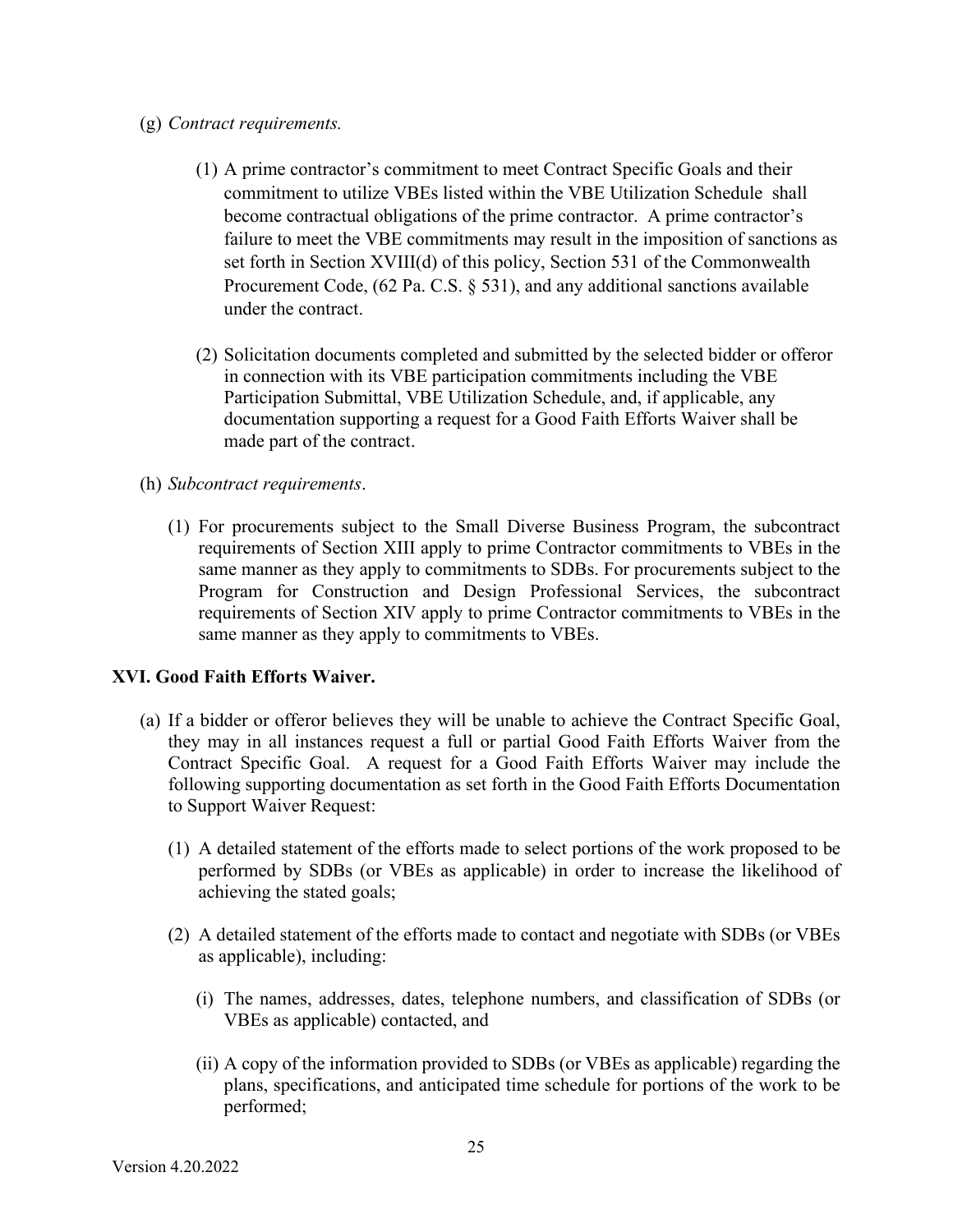(g) *Contract requirements.*

(1) A prime contractor's commitment to meet Contract Specific Goals and their commitment to utilize VBEs listed within the VBE Utilization Schedule shall become contractual obligations of the prime contractor. A prime contractor's failure to meet the VBE commitments may result in the imposition of sanctions as set forth in Section XVIII(d) of this policy, Section 531 of the Commonwealth Procurement Code, (62 Pa. C.S. § 531), and any additional sanctions available under the contract.

(2) Solicitation documents completed and submitted by the selected bidder or offeror in connection with its VBE participation commitments including the VBE Participation Submittal, VBE Utilization Schedule, and, if applicable, any documentation supporting a request for a Good Faith Efforts Waiver shall be made part of the contract.

(h) *Subcontract requirements*.

(1) For procurements subject to the Small Diverse Business Program, the subcontract requirements of Section XIII apply to prime Contractor commitments to VBEs in the same manner as they apply to commitments to SDBs. For procurements subject to the Program for Construction and Design Professional Services, the subcontract requirements of Section XIV apply to prime Contractor commitments to VBEs in the same manner as they apply to commitments to VBEs.

## XVI. Good Faith Efforts Waiver.

(a) If a bidder or offeror believes they will be unable to achieve the Contract Specific Goal, they may in all instances request a full or partial Good Faith Efforts Waiver from the Contract Specific Goal. A request for a Good Faith Efforts Waiver may include the following supporting documentation as set forth in the Good Faith Efforts Documentation to Support Waiver Request:

(1) A detailed statement of the efforts made to select portions of the work proposed to be performed by SDBs (or VBEs as applicable) in order to increase the likelihood of achieving the stated goals;

(2) A detailed statement of the efforts made to contact and negotiate with SDBs (or VBEs as applicable), including:

(i) The names, addresses, dates, telephone numbers, and classification of SDBs (or VBEs as applicable) contacted, and

(ii) A copy of the information provided to SDBs (or VBEs as applicable) regarding the plans, specifications, and anticipated time schedule for portions of the work to be performed;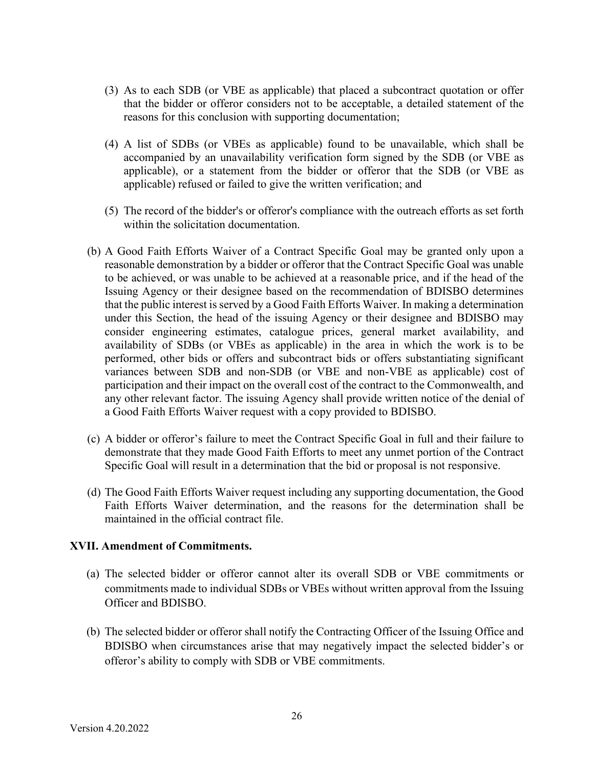(3) As to each SDB (or VBE as applicable) that placed a subcontract quotation or offer that the bidder or offeror considers not to be acceptable, a detailed statement of the reasons for this conclusion with supporting documentation;

(4) A list of SDBs (or VBEs as applicable) found to be unavailable, which shall be accompanied by an unavailability verification form signed by the SDB (or VBE as applicable), or a statement from the bidder or offeror that the SDB (or VBE as applicable) refused or failed to give the written verification; and

(5) The record of the bidder's or offeror's compliance with the outreach efforts as set forth within the solicitation documentation.

(b) A Good Faith Efforts Waiver of a Contract Specific Goal may be granted only upon a reasonable demonstration by a bidder or offeror that the Contract Specific Goal was unable to be achieved, or was unable to be achieved at a reasonable price, and if the head of the Issuing Agency or their designee based on the recommendation of BDISBO determines that the public interest is served by a Good Faith Efforts Waiver. In making a determination under this Section, the head of the issuing Agency or their designee and BDISBO may consider engineering estimates, catalogue prices, general market availability, and availability of SDBs (or VBEs as applicable) in the area in which the work is to be performed, other bids or offers and subcontract bids or offers substantiating significant variances between SDB and non-SDB (or VBE and non-VBE as applicable) cost of participation and their impact on the overall cost of the contract to the Commonwealth, and any other relevant factor. The issuing Agency shall provide written notice of the denial of a Good Faith Efforts Waiver request with a copy provided to BDISBO.

(c) A bidder or offeror's failure to meet the Contract Specific Goal in full and their failure to demonstrate that they made Good Faith Efforts to meet any unmet portion of the Contract Specific Goal will result in a determination that the bid or proposal is not responsive.

(d) The Good Faith Efforts Waiver request including any supporting documentation, the Good Faith Efforts Waiver determination, and the reasons for the determination shall be maintained in the official contract file.

**XVII. Amendment of Commitments.**

(a) The selected bidder or offeror cannot alter its overall SDB or VBE commitments or commitments made to individual SDBs or VBEs without written approval from the Issuing Officer and BDISBO.

(b) The selected bidder or offeror shall notify the Contracting Officer of the Issuing Office and BDISBO when circumstances arise that may negatively impact the selected bidder's or offeror's ability to comply with SDB or VBE commitments.

Version 4.20.2022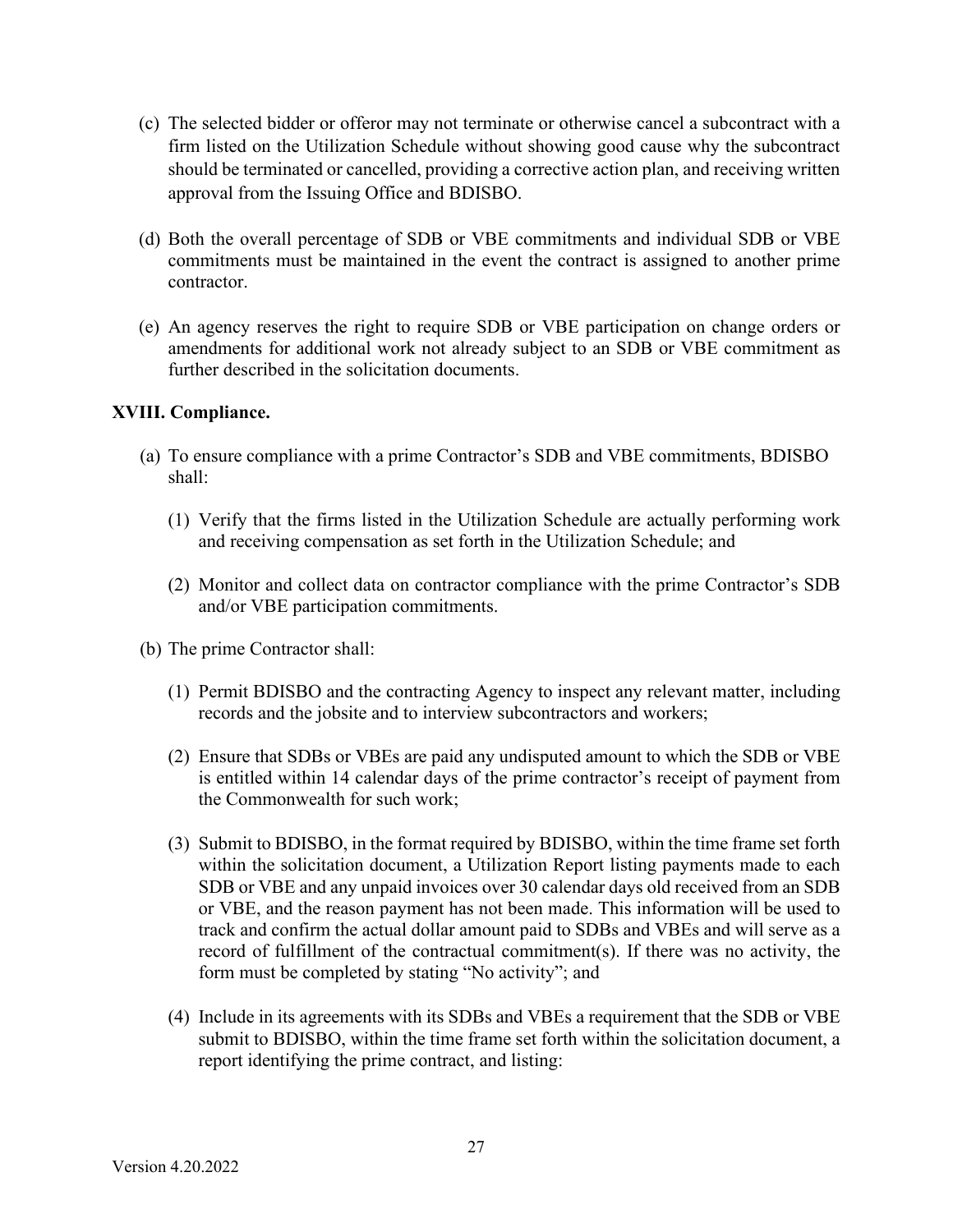(c) The selected bidder or offeror may not terminate or otherwise cancel a subcontract with a firm listed on the Utilization Schedule without showing good cause why the subcontract should be terminated or cancelled, providing a corrective action plan, and receiving written approval from the Issuing Office and BDISBO.

(d) Both the overall percentage of SDB or VBE commitments and individual SDB or VBE commitments must be maintained in the event the contract is assigned to another prime contractor.

(e) An agency reserves the right to require SDB or VBE participation on change orders or amendments for additional work not already subject to an SDB or VBE commitment as further described in the solicitation documents.

**XVIII. Compliance.**

(a) To ensure compliance with a prime Contractor's SDB and VBE commitments, BDISBO shall:

(1) Verify that the firms listed in the Utilization Schedule are actually performing work and receiving compensation as set forth in the Utilization Schedule; and

(2) Monitor and collect data on contractor compliance with the prime Contractor's SDB and/or VBE participation commitments.

(b) The prime Contractor shall:

(1) Permit BDISBO and the contracting Agency to inspect any relevant matter, including records and the jobsite and to interview subcontractors and workers;

(2) Ensure that SDBs or VBEs are paid any undisputed amount to which the SDB or VBE is entitled within 14 calendar days of the prime contractor's receipt of payment from the Commonwealth for such work;

(3) Submit to BDISBO, in the format required by BDISBO, within the time frame set forth within the solicitation document, a Utilization Report listing payments made to each SDB or VBE and any unpaid invoices over 30 calendar days old received from an SDB or VBE, and the reason payment has not been made. This information will be used to track and confirm the actual dollar amount paid to SDBs and VBEs and will serve as a record of fulfillment of the contractual commitment(s). If there was no activity, the form must be completed by stating "No activity"; and

(4) Include in its agreements with its SDBs and VBEs a requirement that the SDB or VBE submit to BDISBO, within the time frame set forth within the solicitation document, a report identifying the prime contract, and listing: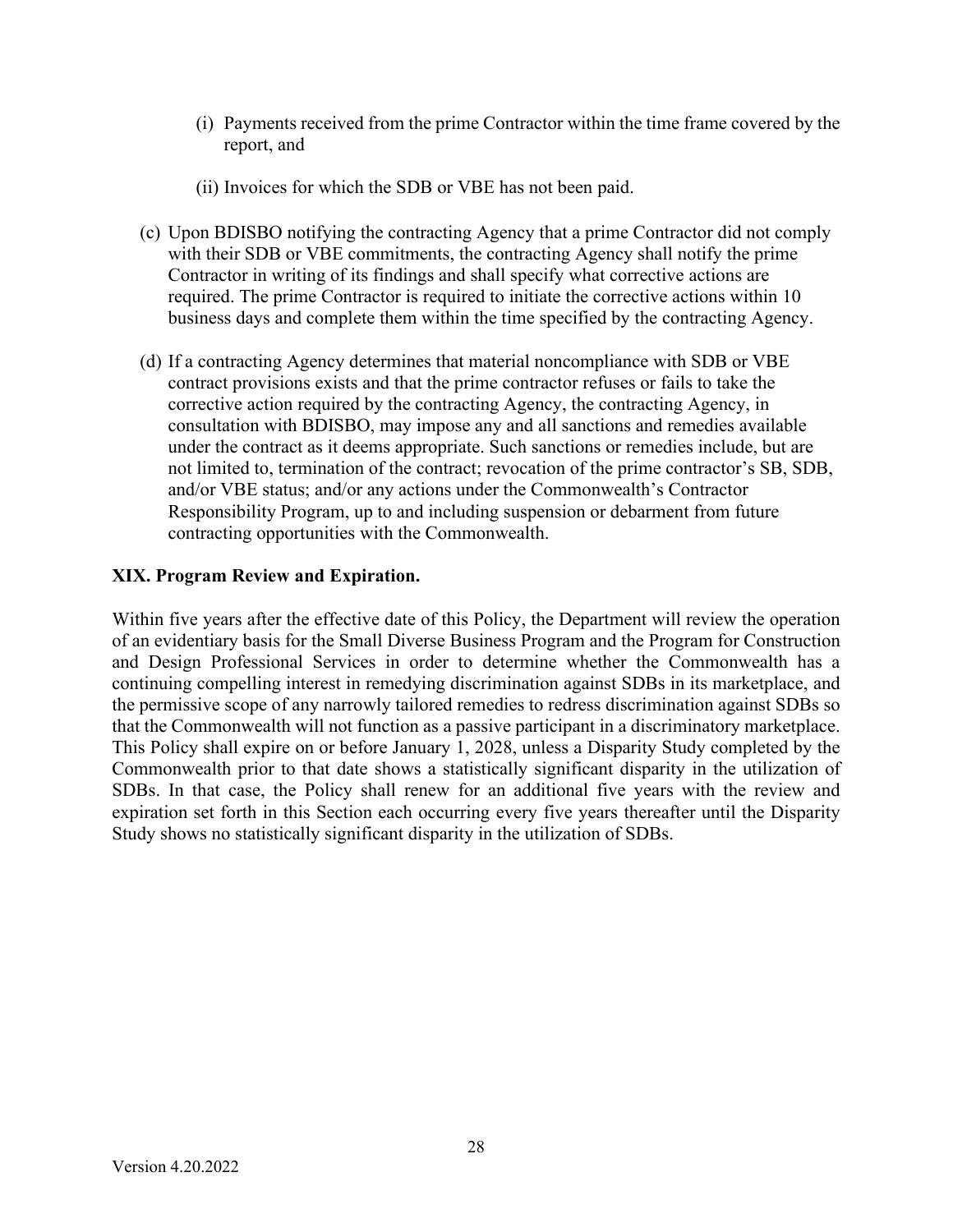(i) Payments received from the prime Contractor within the time frame covered by the report, and

(ii) Invoices for which the SDB or VBE has not been paid.

(c) Upon BDISBO notifying the contracting Agency that a prime Contractor did not comply with their SDB or VBE commitments, the contracting Agency shall notify the prime Contractor in writing of its findings and shall specify what corrective actions are required. The prime Contractor is required to initiate the corrective actions within 10 business days and complete them within the time specified by the contracting Agency.

(d) If a contracting Agency determines that material noncompliance with SDB or VBE contract provisions exists and that the prime contractor refuses or fails to take the corrective action required by the contracting Agency, the contracting Agency, in consultation with BDISBO, may impose any and all sanctions and remedies available under the contract as it deems appropriate. Such sanctions or remedies include, but are not limited to, termination of the contract; revocation of the prime contractor's SB, SDB, and/or VBE status; and/or any actions under the Commonwealth's Contractor Responsibility Program, up to and including suspension or debarment from future contracting opportunities with the Commonwealth.

## XIX. Program Review and Expiration.

Within five years after the effective date of this Policy, the Department will review the operation of an evidentiary basis for the Small Diverse Business Program and the Program for Construction and Design Professional Services in order to determine whether the Commonwealth has a continuing compelling interest in remedying discrimination against SDBs in its marketplace, and the permissive scope of any narrowly tailored remedies to redress discrimination against SDBs so that the Commonwealth will not function as a passive participant in a discriminatory marketplace. This Policy shall expire on or before January 1, 2028, unless a Disparity Study completed by the Commonwealth prior to that date shows a statistically significant disparity in the utilization of SDBs. In that case, the Policy shall renew for an additional five years with the review and expiration set forth in this Section each occurring every five years thereafter until the Disparity Study shows no statistically significant disparity in the utilization of SDBs.

Version 4.20.2022